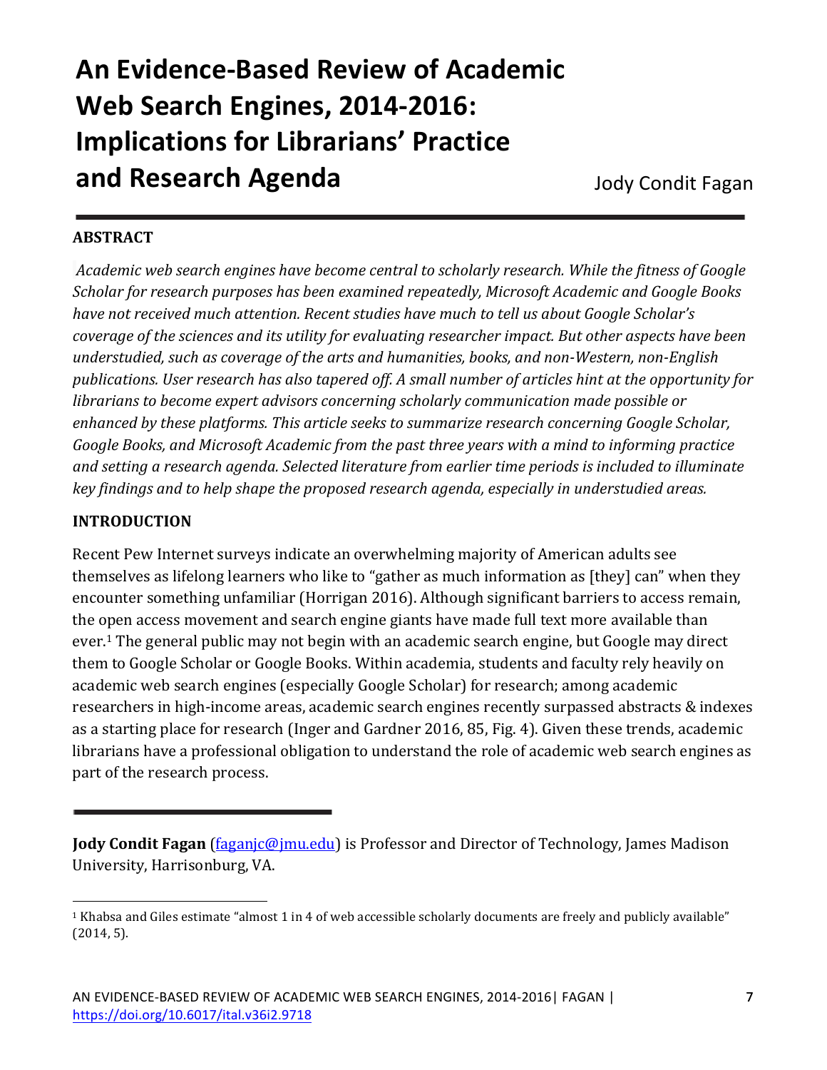# An Evidence-Based Review of Academic Web Search Engines, 2014-2016: Implications for Librarians' Practice and Research Agenda

Jody Condit Fagan

## ABSTRACT

*Academic web search engines have become central to scholarly research. While the fitness of Google Scholar for research purposes has been examined repeatedly, Microsoft Academic and Google Books have not received much attention. Recent studies have much to tell us about Google Scholar's coverage of the sciences and its utility for evaluating researcher impact. But other aspects have been understudied, such as coverage of the arts and humanities, books, and non-Western, non-English publications. User research has also tapered off. A small number of articles hint at the opportunity for librarians to become expert advisors concerning scholarly communication made possible or enhanced by these platforms. This article seeks to summarize research concerning Google Scholar, Google Books, and Microsoft Academic from the past three years with a mind to informing practice and setting a research agenda. Selected literature from earlier time periods is included to illuminate key findings and to help shape the proposed research agenda, especially in understudied areas.*

## INTRODUCTION

Recent Pew Internet surveys indicate an overwhelming majority of American adults see themselves as lifelong learners who like to "gather as much information as [they] can" when they encounter something unfamiliar (Horrigan 2016). Although significant barriers to access remain, the open access movement and search engine giants have made full text more available than ever.[1] The general public may not begin with an academic search engine, but Google may direct them to Google Scholar or Google Books. Within academia, students and faculty rely heavily on academic web search engines (especially Google Scholar) for research; among academic researchers in high-income areas, academic search engines recently surpassed abstracts & indexes as a starting place for research (Inger and Gardner 2016, 85, Fig. 4). Given these trends, academic librarians have a professional obligation to understand the role of academic web search engines as part of the research process.

**Jody Condit Fagan** (faganjc@jmu.edu) is Professor and Director of Technology, James Madison University, Harrisonburg, VA.

[1] Khabsa and Giles estimate "almost 1 in 4 of web accessible scholarly documents are freely and publicly available" (2014, 5).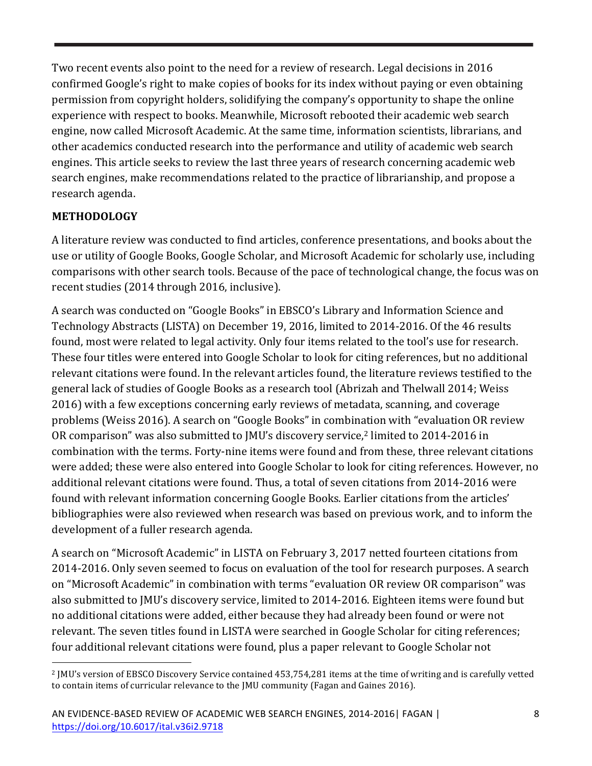Two recent events also point to the need for a review of research. Legal decisions in 2016 confirmed Google's right to make copies of books for its index without paying or even obtaining permission from copyright holders, solidifying the company's opportunity to shape the online experience with respect to books. Meanwhile, Microsoft rebooted their academic web search engine, now called Microsoft Academic. At the same time, information scientists, librarians, and other academics conducted research into the performance and utility of academic web search engines. This article seeks to review the last three years of research concerning academic web search engines, make recommendations related to the practice of librarianship, and propose a research agenda.

## METHODOLOGY

A literature review was conducted to find articles, conference presentations, and books about the use or utility of Google Books, Google Scholar, and Microsoft Academic for scholarly use, including comparisons with other search tools. Because of the pace of technological change, the focus was on recent studies (2014 through 2016, inclusive).

A search was conducted on "Google Books" in EBSCO's Library and Information Science and Technology Abstracts (LISTA) on December 19, 2016, limited to 2014-2016. Of the 46 results found, most were related to legal activity. Only four items related to the tool's use for research. These four titles were entered into Google Scholar to look for citing references, but no additional relevant citations were found. In the relevant articles found, the literature reviews testified to the general lack of studies of Google Books as a research tool (Abrizah and Thelwall 2014; Weiss 2016) with a few exceptions concerning early reviews of metadata, scanning, and coverage problems (Weiss 2016). A search on "Google Books" in combination with "evaluation OR review OR comparison" was also submitted to JMU's discovery service,[2] limited to 2014-2016 in combination with the terms. Forty-nine items were found and from these, three relevant citations were added; these were also entered into Google Scholar to look for citing references. However, no additional relevant citations were found. Thus, a total of seven citations from 2014-2016 were found with relevant information concerning Google Books. Earlier citations from the articles' bibliographies were also reviewed when research was based on previous work, and to inform the development of a fuller research agenda.

A search on "Microsoft Academic" in LISTA on February 3, 2017 netted fourteen citations from 2014-2016. Only seven seemed to focus on evaluation of the tool for research purposes. A search on "Microsoft Academic" in combination with terms "evaluation OR review OR comparison" was also submitted to JMU's discovery service, limited to 2014-2016. Eighteen items were found but no additional citations were added, either because they had already been found or were not relevant. The seven titles found in LISTA were searched in Google Scholar for citing references; four additional relevant citations were found, plus a paper relevant to Google Scholar not

[2] JMU's version of EBSCO Discovery Service contained 453,754,281 items at the time of writing and is carefully vetted to contain items of curricular relevance to the JMU community (Fagan and Gaines 2016).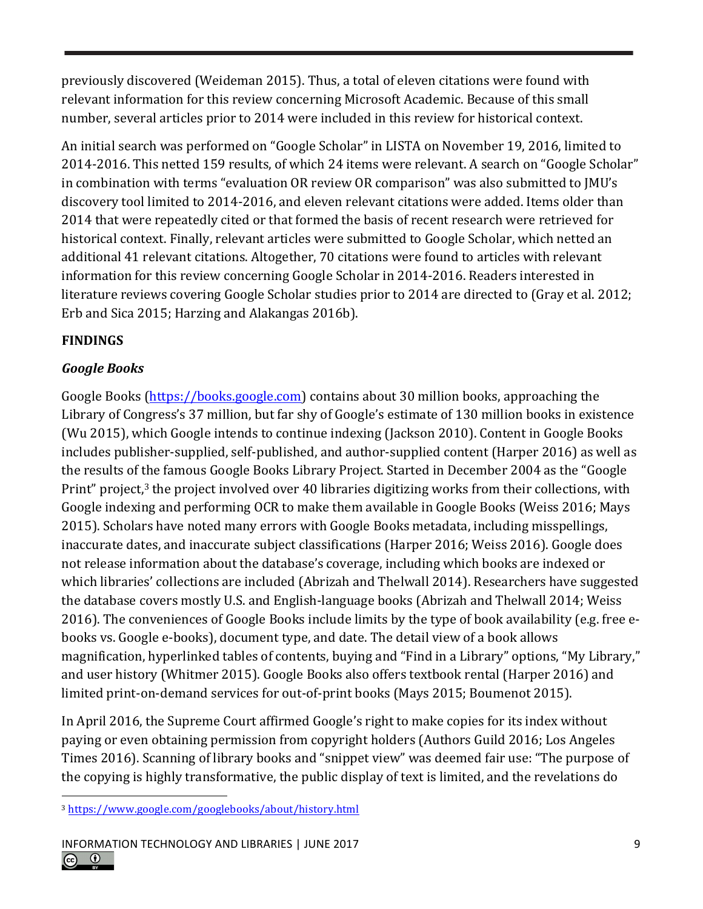previously discovered (Weideman 2015). Thus, a total of eleven citations were found with relevant information for this review concerning Microsoft Academic. Because of this small number, several articles prior to 2014 were included in this review for historical context.

An initial search was performed on "Google Scholar" in LISTA on November 19, 2016, limited to 2014-2016. This netted 159 results, of which 24 items were relevant. A search on "Google Scholar" in combination with terms "evaluation OR review OR comparison" was also submitted to JMU's discovery tool limited to 2014-2016, and eleven relevant citations were added. Items older than 2014 that were repeatedly cited or that formed the basis of recent research were retrieved for historical context. Finally, relevant articles were submitted to Google Scholar, which netted an additional 41 relevant citations. Altogether, 70 citations were found to articles with relevant information for this review concerning Google Scholar in 2014-2016. Readers interested in literature reviews covering Google Scholar studies prior to 2014 are directed to (Gray et al. 2012; Erb and Sica 2015; Harzing and Alakangas 2016b).

## FINDINGS

### *Google Books*

Google Books (https://books.google.com) contains about 30 million books, approaching the Library of Congress's 37 million, but far shy of Google's estimate of 130 million books in existence (Wu 2015), which Google intends to continue indexing (Jackson 2010). Content in Google Books includes publisher-supplied, self-published, and author-supplied content (Harper 2016) as well as the results of the famous Google Books Library Project. Started in December 2004 as the "Google Print" project,[3] the project involved over 40 libraries digitizing works from their collections, with Google indexing and performing OCR to make them available in Google Books (Weiss 2016; Mays 2015). Scholars have noted many errors with Google Books metadata, including misspellings, inaccurate dates, and inaccurate subject classifications (Harper 2016; Weiss 2016). Google does not release information about the database's coverage, including which books are indexed or which libraries' collections are included (Abrizah and Thelwall 2014). Researchers have suggested the database covers mostly U.S. and English-language books (Abrizah and Thelwall 2014; Weiss 2016). The conveniences of Google Books include limits by the type of book availability (e.g. free e-books vs. Google e-books), document type, and date. The detail view of a book allows magnification, hyperlinked tables of contents, buying and "Find in a Library" options, "My Library," and user history (Whitmer 2015). Google Books also offers textbook rental (Harper 2016) and limited print-on-demand services for out-of-print books (Mays 2015; Boumenot 2015).

In April 2016, the Supreme Court affirmed Google's right to make copies for its index without paying or even obtaining permission from copyright holders (Authors Guild 2016; Los Angeles Times 2016). Scanning of library books and "snippet view" was deemed fair use: "The purpose of the copying is highly transformative, the public display of text is limited, and the revelations do

[3] https://www.google.com/googlebooks/about/history.html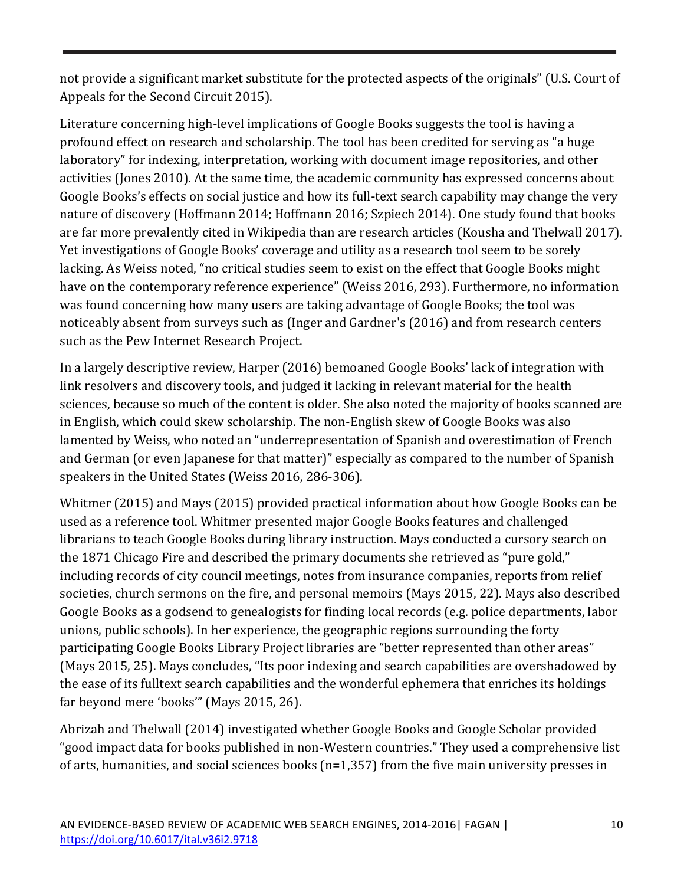not provide a significant market substitute for the protected aspects of the originals" (U.S. Court of Appeals for the Second Circuit 2015).

Literature concerning high-level implications of Google Books suggests the tool is having a profound effect on research and scholarship. The tool has been credited for serving as "a huge laboratory" for indexing, interpretation, working with document image repositories, and other activities (Jones 2010). At the same time, the academic community has expressed concerns about Google Books's effects on social justice and how its full-text search capability may change the very nature of discovery (Hoffmann 2014; Hoffmann 2016; Szpiech 2014). One study found that books are far more prevalently cited in Wikipedia than are research articles (Kousha and Thelwall 2017). Yet investigations of Google Books' coverage and utility as a research tool seem to be sorely lacking. As Weiss noted, "no critical studies seem to exist on the effect that Google Books might have on the contemporary reference experience" (Weiss 2016, 293). Furthermore, no information was found concerning how many users are taking advantage of Google Books; the tool was noticeably absent from surveys such as (Inger and Gardner's (2016) and from research centers such as the Pew Internet Research Project.

In a largely descriptive review, Harper (2016) bemoaned Google Books' lack of integration with link resolvers and discovery tools, and judged it lacking in relevant material for the health sciences, because so much of the content is older. She also noted the majority of books scanned are in English, which could skew scholarship. The non-English skew of Google Books was also lamented by Weiss, who noted an "underrepresentation of Spanish and overestimation of French and German (or even Japanese for that matter)" especially as compared to the number of Spanish speakers in the United States (Weiss 2016, 286-306).

Whitmer (2015) and Mays (2015) provided practical information about how Google Books can be used as a reference tool. Whitmer presented major Google Books features and challenged librarians to teach Google Books during library instruction. Mays conducted a cursory search on the 1871 Chicago Fire and described the primary documents she retrieved as "pure gold," including records of city council meetings, notes from insurance companies, reports from relief societies, church sermons on the fire, and personal memoirs (Mays 2015, 22). Mays also described Google Books as a godsend to genealogists for finding local records (e.g. police departments, labor unions, public schools). In her experience, the geographic regions surrounding the forty participating Google Books Library Project libraries are "better represented than other areas" (Mays 2015, 25). Mays concludes, "Its poor indexing and search capabilities are overshadowed by the ease of its fulltext search capabilities and the wonderful ephemera that enriches its holdings far beyond mere 'books'" (Mays 2015, 26).

Abrizah and Thelwall (2014) investigated whether Google Books and Google Scholar provided "good impact data for books published in non-Western countries." They used a comprehensive list of arts, humanities, and social sciences books (n=1,357) from the five main university presses in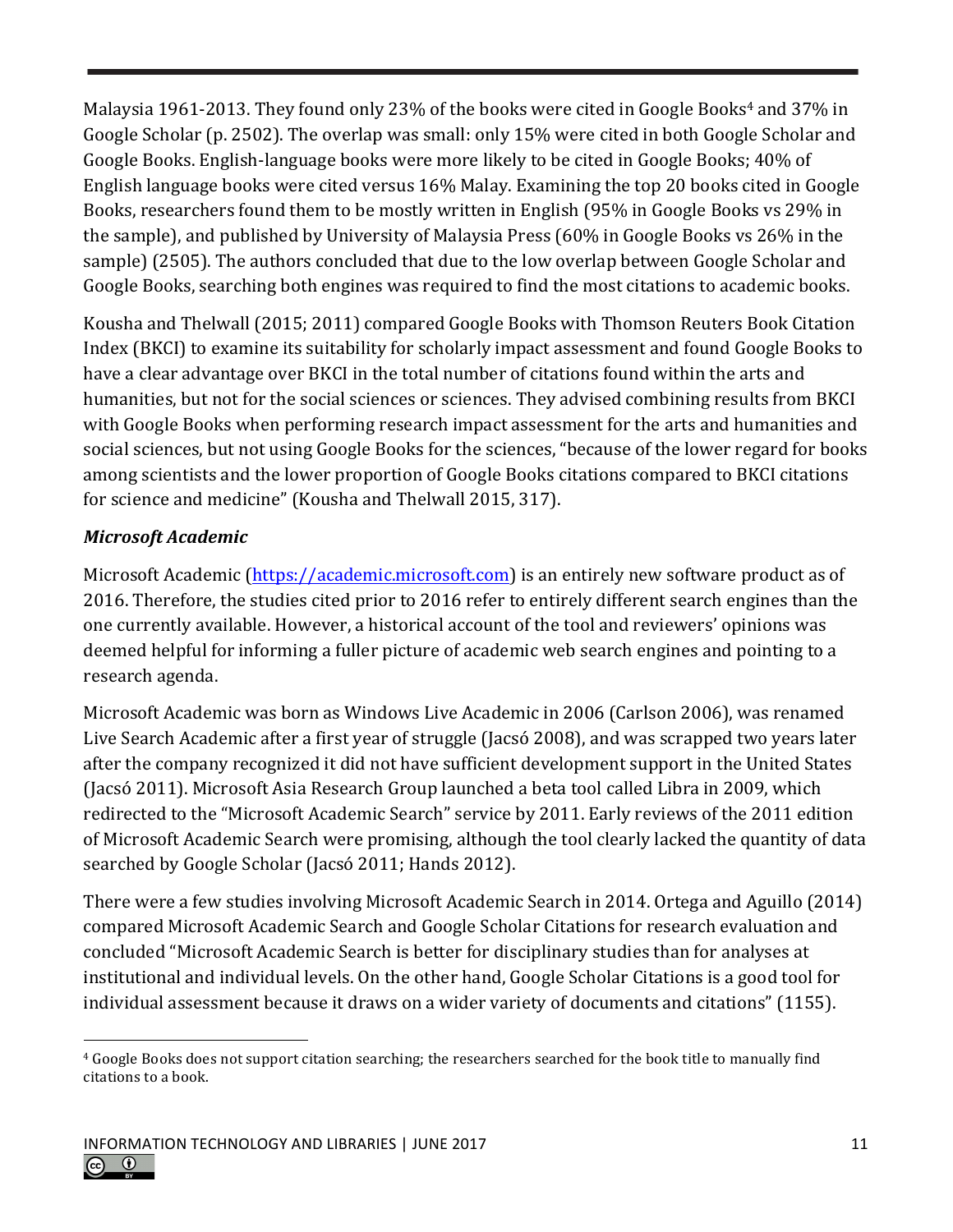Malaysia 1961-2013. They found only 23% of the books were cited in Google Books[4] and 37% in Google Scholar (p. 2502). The overlap was small: only 15% were cited in both Google Scholar and Google Books. English-language books were more likely to be cited in Google Books; 40% of English language books were cited versus 16% Malay. Examining the top 20 books cited in Google Books, researchers found them to be mostly written in English (95% in Google Books vs 29% in the sample), and published by University of Malaysia Press (60% in Google Books vs 26% in the sample) (2505). The authors concluded that due to the low overlap between Google Scholar and Google Books, searching both engines was required to find the most citations to academic books.

Kousha and Thelwall (2015; 2011) compared Google Books with Thomson Reuters Book Citation Index (BKCI) to examine its suitability for scholarly impact assessment and found Google Books to have a clear advantage over BKCI in the total number of citations found within the arts and humanities, but not for the social sciences or sciences. They advised combining results from BKCI with Google Books when performing research impact assessment for the arts and humanities and social sciences, but not using Google Books for the sciences, "because of the lower regard for books among scientists and the lower proportion of Google Books citations compared to BKCI citations for science and medicine" (Kousha and Thelwall 2015, 317).

### *Microsoft Academic*

Microsoft Academic (https://academic.microsoft.com) is an entirely new software product as of 2016. Therefore, the studies cited prior to 2016 refer to entirely different search engines than the one currently available. However, a historical account of the tool and reviewers' opinions was deemed helpful for informing a fuller picture of academic web search engines and pointing to a research agenda.

Microsoft Academic was born as Windows Live Academic in 2006 (Carlson 2006), was renamed Live Search Academic after a first year of struggle (Jacsó 2008), and was scrapped two years later after the company recognized it did not have sufficient development support in the United States (Jacsó 2011). Microsoft Asia Research Group launched a beta tool called Libra in 2009, which redirected to the "Microsoft Academic Search" service by 2011. Early reviews of the 2011 edition of Microsoft Academic Search were promising, although the tool clearly lacked the quantity of data searched by Google Scholar (Jacsó 2011; Hands 2012).

There were a few studies involving Microsoft Academic Search in 2014. Ortega and Aguillo (2014) compared Microsoft Academic Search and Google Scholar Citations for research evaluation and concluded "Microsoft Academic Search is better for disciplinary studies than for analyses at institutional and individual levels. On the other hand, Google Scholar Citations is a good tool for individual assessment because it draws on a wider variety of documents and citations" (1155).

[4] Google Books does not support citation searching; the researchers searched for the book title to manually find citations to a book.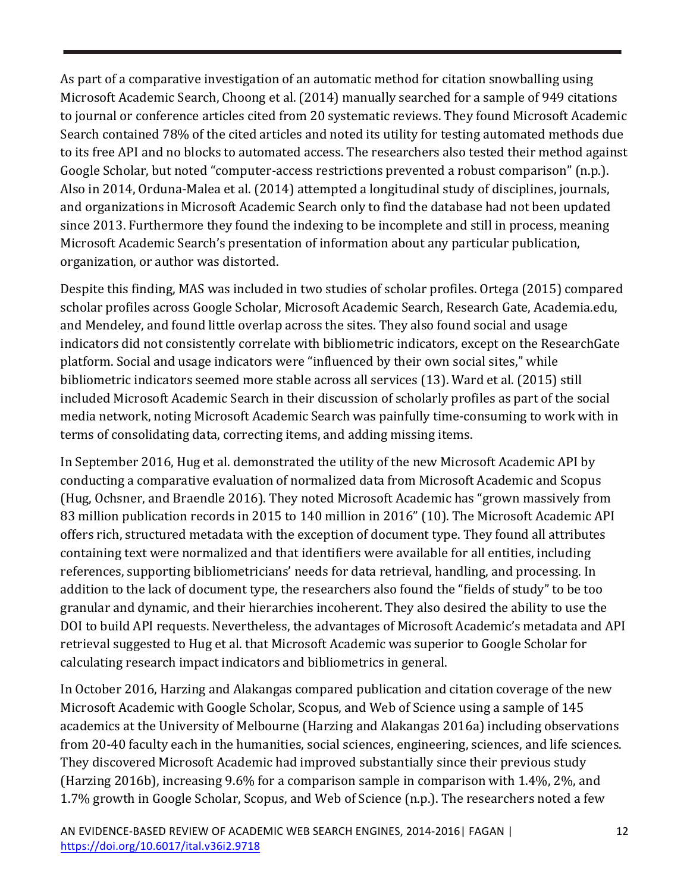As part of a comparative investigation of an automatic method for citation snowballing using Microsoft Academic Search, Choong et al. (2014) manually searched for a sample of 949 citations to journal or conference articles cited from 20 systematic reviews. They found Microsoft Academic Search contained 78% of the cited articles and noted its utility for testing automated methods due to its free API and no blocks to automated access. The researchers also tested their method against Google Scholar, but noted "computer-access restrictions prevented a robust comparison" (n.p.). Also in 2014, Orduna-Malea et al. (2014) attempted a longitudinal study of disciplines, journals, and organizations in Microsoft Academic Search only to find the database had not been updated since 2013. Furthermore they found the indexing to be incomplete and still in process, meaning Microsoft Academic Search's presentation of information about any particular publication, organization, or author was distorted.

Despite this finding, MAS was included in two studies of scholar profiles. Ortega (2015) compared scholar profiles across Google Scholar, Microsoft Academic Search, Research Gate, Academia.edu, and Mendeley, and found little overlap across the sites. They also found social and usage indicators did not consistently correlate with bibliometric indicators, except on the ResearchGate platform. Social and usage indicators were "influenced by their own social sites," while bibliometric indicators seemed more stable across all services (13). Ward et al. (2015) still included Microsoft Academic Search in their discussion of scholarly profiles as part of the social media network, noting Microsoft Academic Search was painfully time-consuming to work with in terms of consolidating data, correcting items, and adding missing items.

In September 2016, Hug et al. demonstrated the utility of the new Microsoft Academic API by conducting a comparative evaluation of normalized data from Microsoft Academic and Scopus (Hug, Ochsner, and Braendle 2016). They noted Microsoft Academic has "grown massively from 83 million publication records in 2015 to 140 million in 2016" (10). The Microsoft Academic API offers rich, structured metadata with the exception of document type. They found all attributes containing text were normalized and that identifiers were available for all entities, including references, supporting bibliometricians' needs for data retrieval, handling, and processing. In addition to the lack of document type, the researchers also found the "fields of study" to be too granular and dynamic, and their hierarchies incoherent. They also desired the ability to use the DOI to build API requests. Nevertheless, the advantages of Microsoft Academic's metadata and API retrieval suggested to Hug et al. that Microsoft Academic was superior to Google Scholar for calculating research impact indicators and bibliometrics in general.

In October 2016, Harzing and Alakangas compared publication and citation coverage of the new Microsoft Academic with Google Scholar, Scopus, and Web of Science using a sample of 145 academics at the University of Melbourne (Harzing and Alakangas 2016a) including observations from 20-40 faculty each in the humanities, social sciences, engineering, sciences, and life sciences. They discovered Microsoft Academic had improved substantially since their previous study (Harzing 2016b), increasing 9.6% for a comparison sample in comparison with 1.4%, 2%, and 1.7% growth in Google Scholar, Scopus, and Web of Science (n.p.). The researchers noted a few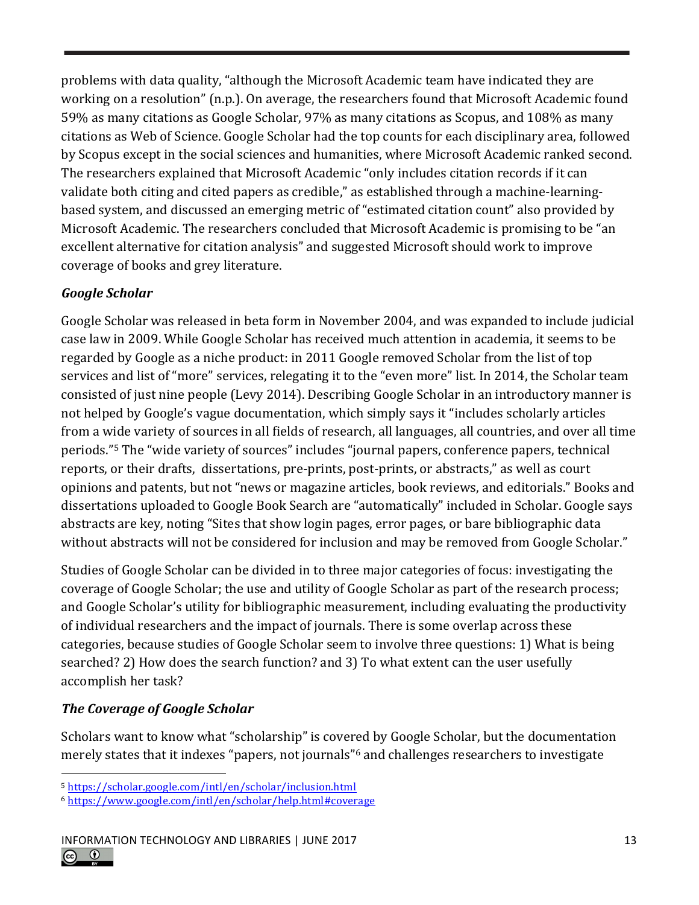problems with data quality, "although the Microsoft Academic team have indicated they are working on a resolution" (n.p.). On average, the researchers found that Microsoft Academic found 59% as many citations as Google Scholar, 97% as many citations as Scopus, and 108% as many citations as Web of Science. Google Scholar had the top counts for each disciplinary area, followed by Scopus except in the social sciences and humanities, where Microsoft Academic ranked second. The researchers explained that Microsoft Academic "only includes citation records if it can validate both citing and cited papers as credible," as established through a machine-learning-based system, and discussed an emerging metric of "estimated citation count" also provided by Microsoft Academic. The researchers concluded that Microsoft Academic is promising to be "an excellent alternative for citation analysis" and suggested Microsoft should work to improve coverage of books and grey literature.

### *Google Scholar*

Google Scholar was released in beta form in November 2004, and was expanded to include judicial case law in 2009. While Google Scholar has received much attention in academia, it seems to be regarded by Google as a niche product: in 2011 Google removed Scholar from the list of top services and list of "more" services, relegating it to the "even more" list. In 2014, the Scholar team consisted of just nine people (Levy 2014). Describing Google Scholar in an introductory manner is not helped by Google's vague documentation, which simply says it "includes scholarly articles from a wide variety of sources in all fields of research, all languages, all countries, and over all time periods."[5] The "wide variety of sources" includes "journal papers, conference papers, technical reports, or their drafts, dissertations, pre-prints, post-prints, or abstracts," as well as court opinions and patents, but not "news or magazine articles, book reviews, and editorials." Books and dissertations uploaded to Google Book Search are "automatically" included in Scholar. Google says abstracts are key, noting "Sites that show login pages, error pages, or bare bibliographic data without abstracts will not be considered for inclusion and may be removed from Google Scholar."

Studies of Google Scholar can be divided in to three major categories of focus: investigating the coverage of Google Scholar; the use and utility of Google Scholar as part of the research process; and Google Scholar's utility for bibliographic measurement, including evaluating the productivity of individual researchers and the impact of journals. There is some overlap across these categories, because studies of Google Scholar seem to involve three questions: 1) What is being searched? 2) How does the search function? and 3) To what extent can the user usefully accomplish her task?

### *The Coverage of Google Scholar*

Scholars want to know what "scholarship" is covered by Google Scholar, but the documentation merely states that it indexes "papers, not journals"[6] and challenges researchers to investigate

[5] https://scholar.google.com/intl/en/scholar/inclusion.html

[6] https://www.google.com/intl/en/scholar/help.html#coverage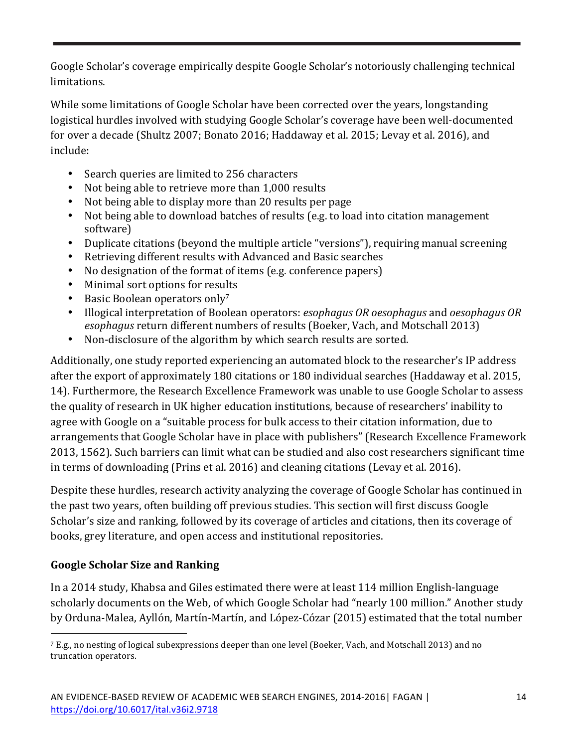Google Scholar's coverage empirically despite Google Scholar's notoriously challenging technical limitations.

While some limitations of Google Scholar have been corrected over the years, longstanding logistical hurdles involved with studying Google Scholar's coverage have been well-documented for over a decade (Shultz 2007; Bonato 2016; Haddaway et al. 2015; Levay et al. 2016), and include:

- Search queries are limited to 256 characters
- Not being able to retrieve more than 1,000 results
- Not being able to display more than 20 results per page
- Not being able to download batches of results (e.g. to load into citation management software)
- Duplicate citations (beyond the multiple article "versions"), requiring manual screening
- Retrieving different results with Advanced and Basic searches
- No designation of the format of items (e.g. conference papers)
- Minimal sort options for results
- Basic Boolean operators only[7]
- Illogical interpretation of Boolean operators: *esophagus OR oesophagus* and *oesophagus OR esophagus* return different numbers of results (Boeker, Vach, and Motschall 2013)
- Non-disclosure of the algorithm by which search results are sorted.

Additionally, one study reported experiencing an automated block to the researcher's IP address after the export of approximately 180 citations or 180 individual searches (Haddaway et al. 2015, 14). Furthermore, the Research Excellence Framework was unable to use Google Scholar to assess the quality of research in UK higher education institutions, because of researchers' inability to agree with Google on a "suitable process for bulk access to their citation information, due to arrangements that Google Scholar have in place with publishers" (Research Excellence Framework 2013, 1562). Such barriers can limit what can be studied and also cost researchers significant time in terms of downloading (Prins et al. 2016) and cleaning citations (Levay et al. 2016).

Despite these hurdles, research activity analyzing the coverage of Google Scholar has continued in the past two years, often building off previous studies. This section will first discuss Google Scholar's size and ranking, followed by its coverage of articles and citations, then its coverage of books, grey literature, and open access and institutional repositories.

### Google Scholar Size and Ranking

In a 2014 study, Khabsa and Giles estimated there were at least 114 million English-language scholarly documents on the Web, of which Google Scholar had "nearly 100 million." Another study by Orduna-Malea, Ayllón, Martín-Martín, and López-Cózar (2015) estimated that the total number

[7] E.g., no nesting of logical subexpressions deeper than one level (Boeker, Vach, and Motschall 2013) and no truncation operators.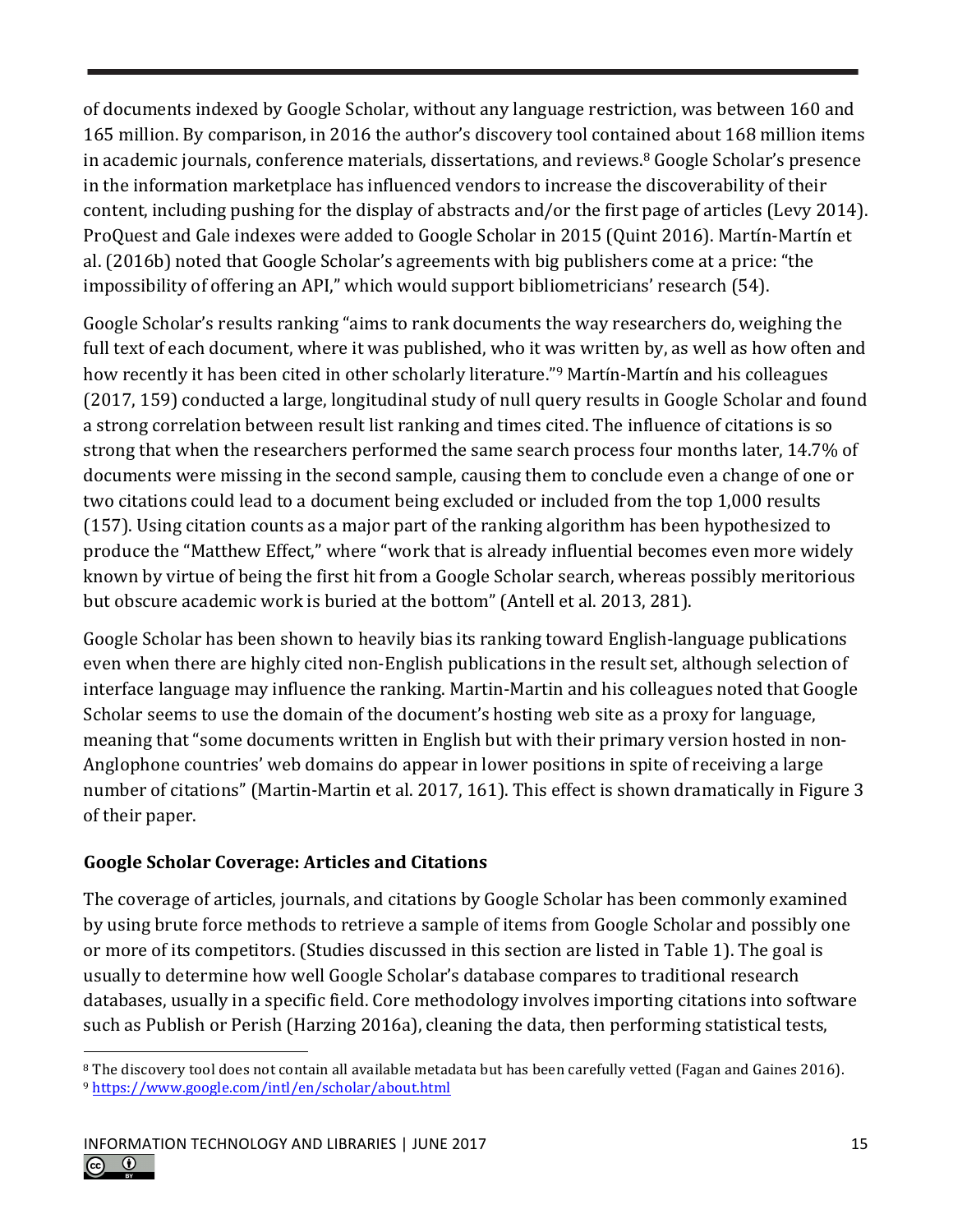of documents indexed by Google Scholar, without any language restriction, was between 160 and 165 million. By comparison, in 2016 the author's discovery tool contained about 168 million items in academic journals, conference materials, dissertations, and reviews.[8] Google Scholar's presence in the information marketplace has influenced vendors to increase the discoverability of their content, including pushing for the display of abstracts and/or the first page of articles (Levy 2014). ProQuest and Gale indexes were added to Google Scholar in 2015 (Quint 2016). Martín-Martín et al. (2016b) noted that Google Scholar's agreements with big publishers come at a price: "the impossibility of offering an API," which would support bibliometricians' research (54).

Google Scholar's results ranking "aims to rank documents the way researchers do, weighing the full text of each document, where it was published, who it was written by, as well as how often and how recently it has been cited in other scholarly literature."[9] Martín-Martín and his colleagues (2017, 159) conducted a large, longitudinal study of null query results in Google Scholar and found a strong correlation between result list ranking and times cited. The influence of citations is so strong that when the researchers performed the same search process four months later, 14.7% of documents were missing in the second sample, causing them to conclude even a change of one or two citations could lead to a document being excluded or included from the top 1,000 results (157). Using citation counts as a major part of the ranking algorithm has been hypothesized to produce the "Matthew Effect," where "work that is already influential becomes even more widely known by virtue of being the first hit from a Google Scholar search, whereas possibly meritorious but obscure academic work is buried at the bottom" (Antell et al. 2013, 281).

Google Scholar has been shown to heavily bias its ranking toward English-language publications even when there are highly cited non-English publications in the result set, although selection of interface language may influence the ranking. Martin-Martin and his colleagues noted that Google Scholar seems to use the domain of the document's hosting web site as a proxy for language, meaning that "some documents written in English but with their primary version hosted in non-Anglophone countries' web domains do appear in lower positions in spite of receiving a large number of citations" (Martin-Martin et al. 2017, 161). This effect is shown dramatically in Figure 3 of their paper.

### Google Scholar Coverage: Articles and Citations

The coverage of articles, journals, and citations by Google Scholar has been commonly examined by using brute force methods to retrieve a sample of items from Google Scholar and possibly one or more of its competitors. (Studies discussed in this section are listed in Table 1). The goal is usually to determine how well Google Scholar's database compares to traditional research databases, usually in a specific field. Core methodology involves importing citations into software such as Publish or Perish (Harzing 2016a), cleaning the data, then performing statistical tests,

[8] The discovery tool does not contain all available metadata but has been carefully vetted (Fagan and Gaines 2016).

[9] https://www.google.com/intl/en/scholar/about.html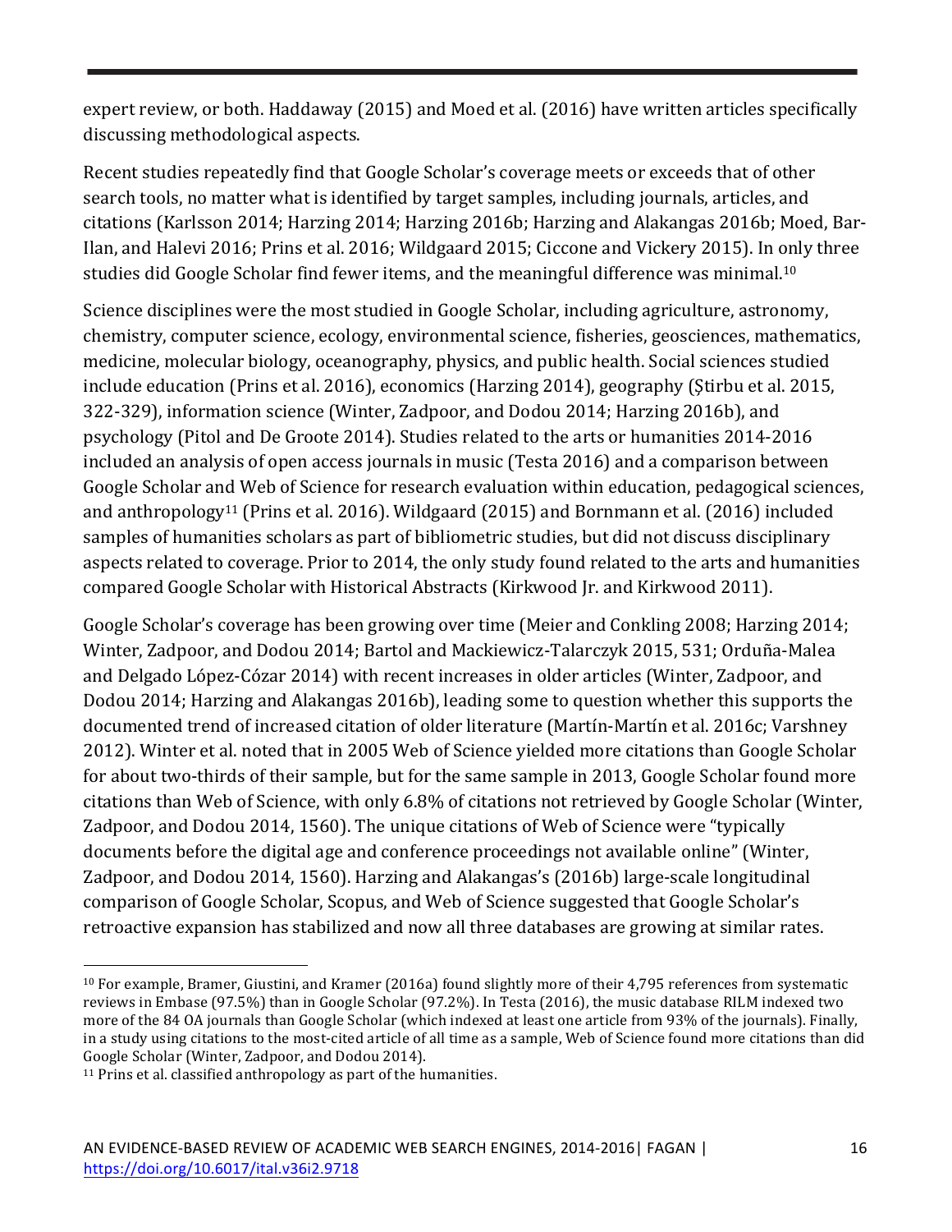expert review, or both. Haddaway (2015) and Moed et al. (2016) have written articles specifically discussing methodological aspects.

Recent studies repeatedly find that Google Scholar's coverage meets or exceeds that of other search tools, no matter what is identified by target samples, including journals, articles, and citations (Karlsson 2014; Harzing 2014; Harzing 2016b; Harzing and Alakangas 2016b; Moed, Bar-Ilan, and Halevi 2016; Prins et al. 2016; Wildgaard 2015; Ciccone and Vickery 2015). In only three studies did Google Scholar find fewer items, and the meaningful difference was minimal.[10]

Science disciplines were the most studied in Google Scholar, including agriculture, astronomy, chemistry, computer science, ecology, environmental science, fisheries, geosciences, mathematics, medicine, molecular biology, oceanography, physics, and public health. Social sciences studied include education (Prins et al. 2016), economics (Harzing 2014), geography (Ştirbu et al. 2015, 322-329), information science (Winter, Zadpoor, and Dodou 2014; Harzing 2016b), and psychology (Pitol and De Groote 2014). Studies related to the arts or humanities 2014-2016 included an analysis of open access journals in music (Testa 2016) and a comparison between Google Scholar and Web of Science for research evaluation within education, pedagogical sciences, and anthropology[11] (Prins et al. 2016). Wildgaard (2015) and Bornmann et al. (2016) included samples of humanities scholars as part of bibliometric studies, but did not discuss disciplinary aspects related to coverage. Prior to 2014, the only study found related to the arts and humanities compared Google Scholar with Historical Abstracts (Kirkwood Jr. and Kirkwood 2011).

Google Scholar's coverage has been growing over time (Meier and Conkling 2008; Harzing 2014; Winter, Zadpoor, and Dodou 2014; Bartol and Mackiewicz-Talarczyk 2015, 531; Orduña-Malea and Delgado López-Cózar 2014) with recent increases in older articles (Winter, Zadpoor, and Dodou 2014; Harzing and Alakangas 2016b), leading some to question whether this supports the documented trend of increased citation of older literature (Martín-Martín et al. 2016c; Varshney 2012). Winter et al. noted that in 2005 Web of Science yielded more citations than Google Scholar for about two-thirds of their sample, but for the same sample in 2013, Google Scholar found more citations than Web of Science, with only 6.8% of citations not retrieved by Google Scholar (Winter, Zadpoor, and Dodou 2014, 1560). The unique citations of Web of Science were "typically documents before the digital age and conference proceedings not available online" (Winter, Zadpoor, and Dodou 2014, 1560). Harzing and Alakangas's (2016b) large-scale longitudinal comparison of Google Scholar, Scopus, and Web of Science suggested that Google Scholar's retroactive expansion has stabilized and now all three databases are growing at similar rates.

---

[10] For example, Bramer, Giustini, and Kramer (2016a) found slightly more of their 4,795 references from systematic reviews in Embase (97.5%) than in Google Scholar (97.2%). In Testa (2016), the music database RILM indexed two more of the 84 OA journals than Google Scholar (which indexed at least one article from 93% of the journals). Finally, in a study using citations to the most-cited article of all time as a sample, Web of Science found more citations than did Google Scholar (Winter, Zadpoor, and Dodou 2014).

[11] Prins et al. classified anthropology as part of the humanities.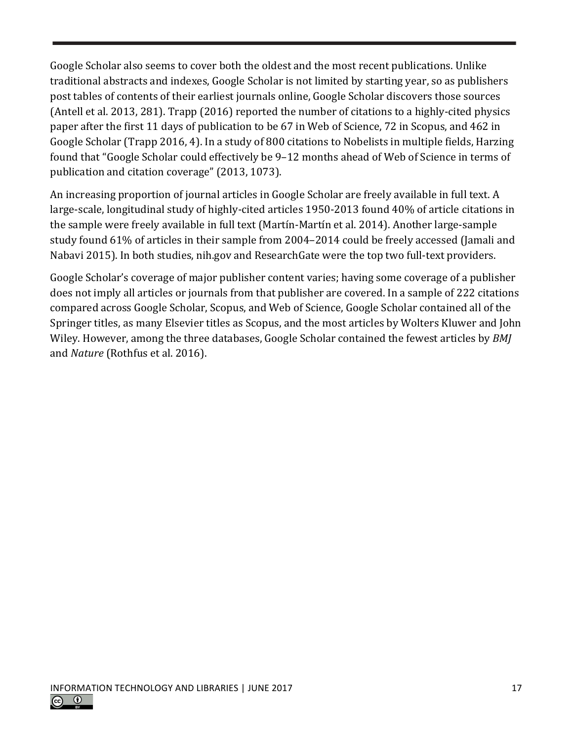Google Scholar also seems to cover both the oldest and the most recent publications. Unlike traditional abstracts and indexes, Google Scholar is not limited by starting year, so as publishers post tables of contents of their earliest journals online, Google Scholar discovers those sources (Antell et al. 2013, 281). Trapp (2016) reported the number of citations to a highly-cited physics paper after the first 11 days of publication to be 67 in Web of Science, 72 in Scopus, and 462 in Google Scholar (Trapp 2016, 4). In a study of 800 citations to Nobelists in multiple fields, Harzing found that "Google Scholar could effectively be 9–12 months ahead of Web of Science in terms of publication and citation coverage" (2013, 1073).

An increasing proportion of journal articles in Google Scholar are freely available in full text. A large-scale, longitudinal study of highly-cited articles 1950-2013 found 40% of article citations in the sample were freely available in full text (Martín-Martín et al. 2014). Another large-sample study found 61% of articles in their sample from 2004–2014 could be freely accessed (Jamali and Nabavi 2015). In both studies, nih.gov and ResearchGate were the top two full-text providers.

Google Scholar's coverage of major publisher content varies; having some coverage of a publisher does not imply all articles or journals from that publisher are covered. In a sample of 222 citations compared across Google Scholar, Scopus, and Web of Science, Google Scholar contained all of the Springer titles, as many Elsevier titles as Scopus, and the most articles by Wolters Kluwer and John Wiley. However, among the three databases, Google Scholar contained the fewest articles by *BMJ* and *Nature* (Rothfus et al. 2016).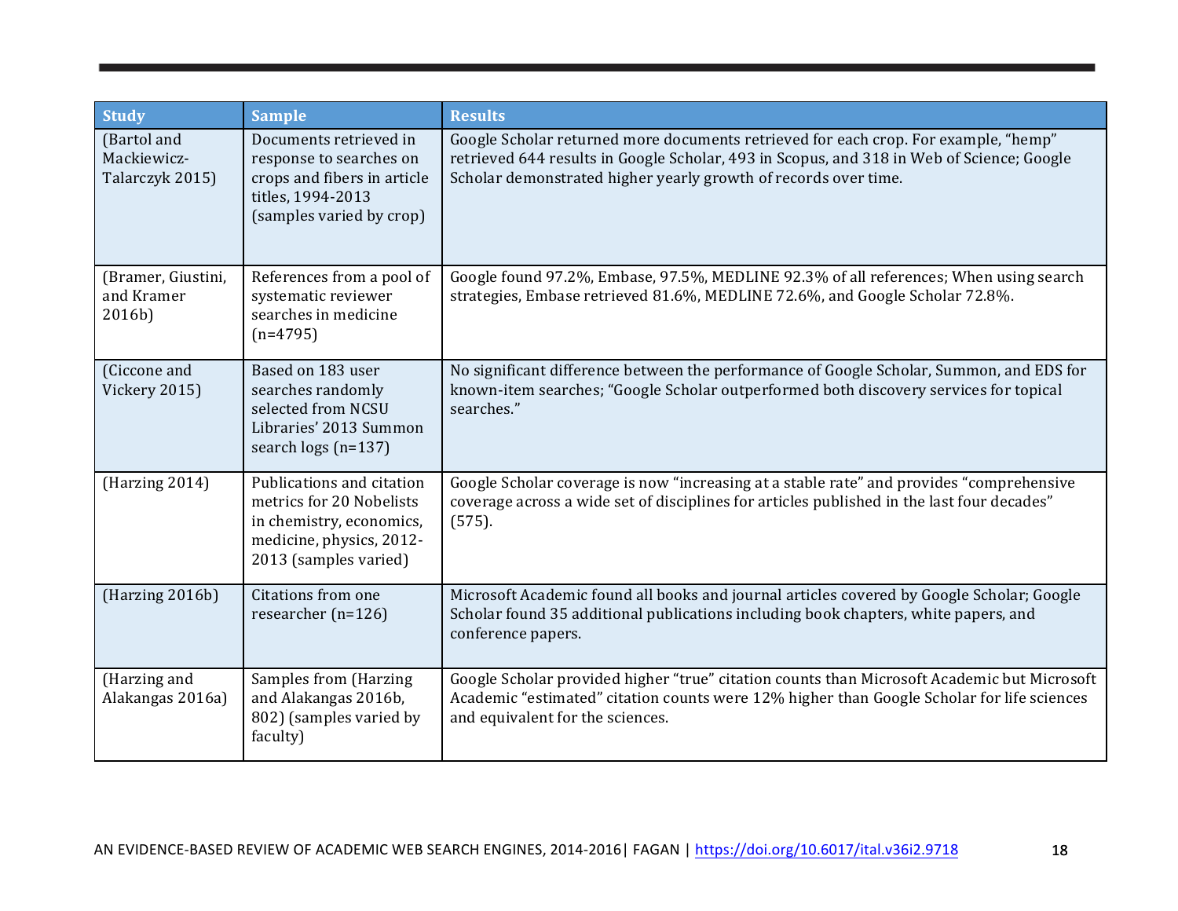| Study | Sample | Results |
|---|---|---|
| (Bartol and Mackiewicz-Talarczyk 2015) | Documents retrieved in response to searches on crops and fibers in article titles, 1994-2013 (samples varied by crop) | Google Scholar returned more documents retrieved for each crop. For example, "hemp" retrieved 644 results in Google Scholar, 493 in Scopus, and 318 in Web of Science; Google Scholar demonstrated higher yearly growth of records over time. |
| (Bramer, Giustini, and Kramer 2016b) | References from a pool of systematic reviewer searches in medicine (n=4795) | Google found 97.2%, Embase, 97.5%, MEDLINE 92.3% of all references; When using search strategies, Embase retrieved 81.6%, MEDLINE 72.6%, and Google Scholar 72.8%. |
| (Ciccone and Vickery 2015) | Based on 183 user searches randomly selected from NCSU Libraries' 2013 Summon search logs (n=137) | No significant difference between the performance of Google Scholar, Summon, and EDS for known-item searches; "Google Scholar outperformed both discovery services for topical searches." |
| (Harzing 2014) | Publications and citation metrics for 20 Nobelists in chemistry, economics, medicine, physics, 2012-2013 (samples varied) | Google Scholar coverage is now "increasing at a stable rate" and provides "comprehensive coverage across a wide set of disciplines for articles published in the last four decades" (575). |
| (Harzing 2016b) | Citations from one researcher (n=126) | Microsoft Academic found all books and journal articles covered by Google Scholar; Google Scholar found 35 additional publications including book chapters, white papers, and conference papers. |
| (Harzing and Alakangas 2016a) | Samples from (Harzing and Alakangas 2016b, 802) (samples varied by faculty) | Google Scholar provided higher "true" citation counts than Microsoft Academic but Microsoft Academic "estimated" citation counts were 12% higher than Google Scholar for life sciences and equivalent for the sciences. |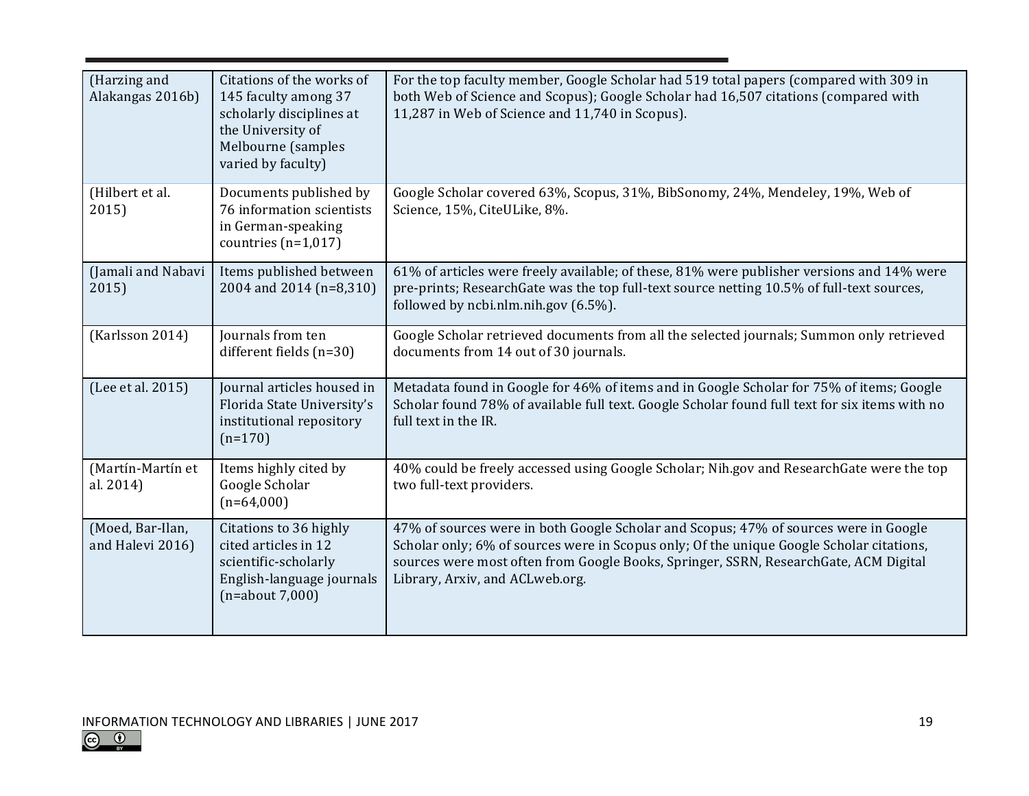| (Harzing and Alakangas 2016b) | Citations of the works of 145 faculty among 37 scholarly disciplines at the University of Melbourne (samples varied by faculty) | For the top faculty member, Google Scholar had 519 total papers (compared with 309 in both Web of Science and Scopus); Google Scholar had 16,507 citations (compared with 11,287 in Web of Science and 11,740 in Scopus). |
|---|---|---|
| (Hilbert et al. 2015) | Documents published by 76 information scientists in German-speaking countries (n=1,017) | Google Scholar covered 63%, Scopus, 31%, BibSonomy, 24%, Mendeley, 19%, Web of Science, 15%, CiteULike, 8%. |
| (Jamali and Nabavi 2015) | Items published between 2004 and 2014 (n=8,310) | 61% of articles were freely available; of these, 81% were publisher versions and 14% were pre-prints; ResearchGate was the top full-text source netting 10.5% of full-text sources, followed by ncbi.nlm.nih.gov (6.5%). |
| (Karlsson 2014) | Journals from ten different fields (n=30) | Google Scholar retrieved documents from all the selected journals; Summon only retrieved documents from 14 out of 30 journals. |
| (Lee et al. 2015) | Journal articles housed in Florida State University's institutional repository (n=170) | Metadata found in Google for 46% of items and in Google Scholar for 75% of items; Google Scholar found 78% of available full text. Google Scholar found full text for six items with no full text in the IR. |
| (Martín-Martín et al. 2014) | Items highly cited by Google Scholar (n=64,000) | 40% could be freely accessed using Google Scholar; Nih.gov and ResearchGate were the top two full-text providers. |
| (Moed, Bar-Ilan, and Halevi 2016) | Citations to 36 highly cited articles in 12 scientific-scholarly English-language journals (n=about 7,000) | 47% of sources were in both Google Scholar and Scopus; 47% of sources were in Google Scholar only; 6% of sources were in Scopus only; Of the unique Google Scholar citations, sources were most often from Google Books, Springer, SSRN, ResearchGate, ACM Digital Library, Arxiv, and ACLweb.org. |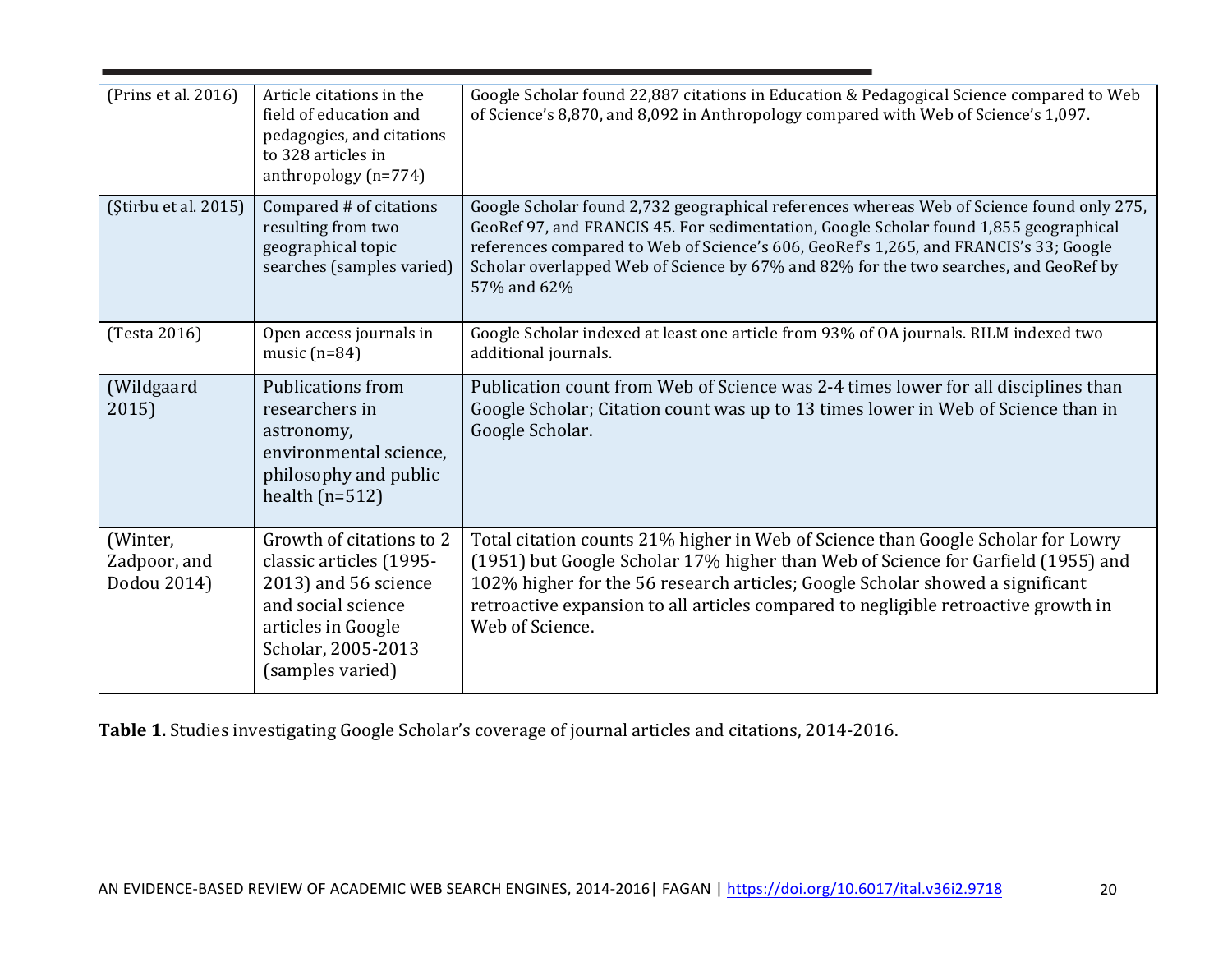| | | |
|---|---|---|
| (Prins et al. 2016) | Article citations in the field of education and pedagogies, and citations to 328 articles in anthropology (n=774) | Google Scholar found 22,887 citations in Education & Pedagogical Science compared to Web of Science's 8,870, and 8,092 in Anthropology compared with Web of Science's 1,097. |
| (Ştirbu et al. 2015) | Compared # of citations resulting from two geographical topic searches (samples varied) | Google Scholar found 2,732 geographical references whereas Web of Science found only 275, GeoRef 97, and FRANCIS 45. For sedimentation, Google Scholar found 1,855 geographical references compared to Web of Science's 606, GeoRef's 1,265, and FRANCIS's 33; Google Scholar overlapped Web of Science by 67% and 82% for the two searches, and GeoRef by 57% and 62% |
| (Testa 2016) | Open access journals in music (n=84) | Google Scholar indexed at least one article from 93% of OA journals. RILM indexed two additional journals. |
| (Wildgaard 2015) | Publications from researchers in astronomy, environmental science, philosophy and public health (n=512) | Publication count from Web of Science was 2-4 times lower for all disciplines than Google Scholar; Citation count was up to 13 times lower in Web of Science than in Google Scholar. |
| (Winter, Zadpoor, and Dodou 2014) | Growth of citations to 2 classic articles (1995-2013) and 56 science and social science articles in Google Scholar, 2005-2013 (samples varied) | Total citation counts 21% higher in Web of Science than Google Scholar for Lowry (1951) but Google Scholar 17% higher than Web of Science for Garfield (1955) and 102% higher for the 56 research articles; Google Scholar showed a significant retroactive expansion to all articles compared to negligible retroactive growth in Web of Science. |

**Table 1.** Studies investigating Google Scholar's coverage of journal articles and citations, 2014-2016.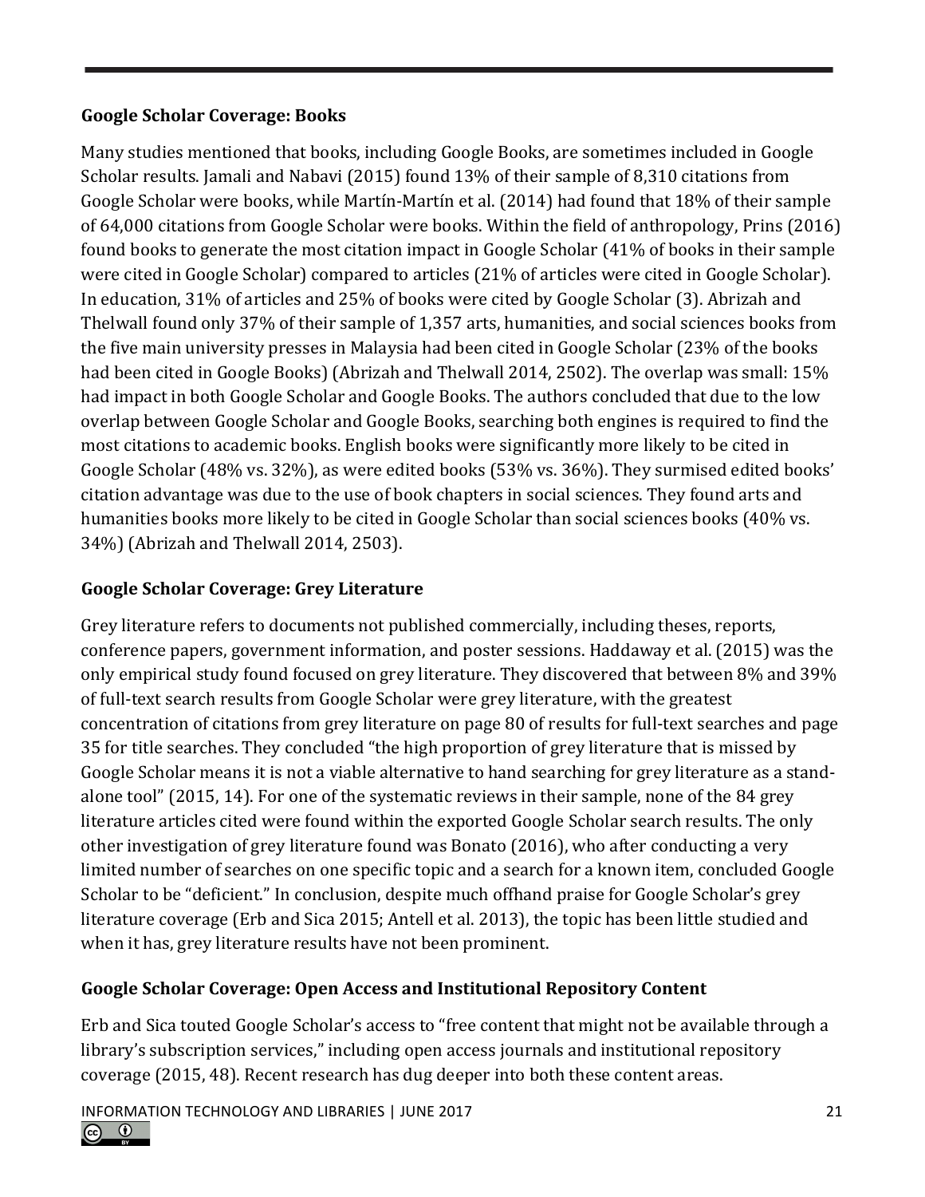### Google Scholar Coverage: Books

Many studies mentioned that books, including Google Books, are sometimes included in Google Scholar results. Jamali and Nabavi (2015) found 13% of their sample of 8,310 citations from Google Scholar were books, while Martín-Martín et al. (2014) had found that 18% of their sample of 64,000 citations from Google Scholar were books. Within the field of anthropology, Prins (2016) found books to generate the most citation impact in Google Scholar (41% of books in their sample were cited in Google Scholar) compared to articles (21% of articles were cited in Google Scholar). In education, 31% of articles and 25% of books were cited by Google Scholar (3). Abrizah and Thelwall found only 37% of their sample of 1,357 arts, humanities, and social sciences books from the five main university presses in Malaysia had been cited in Google Scholar (23% of the books had been cited in Google Books) (Abrizah and Thelwall 2014, 2502). The overlap was small: 15% had impact in both Google Scholar and Google Books. The authors concluded that due to the low overlap between Google Scholar and Google Books, searching both engines is required to find the most citations to academic books. English books were significantly more likely to be cited in Google Scholar (48% vs. 32%), as were edited books (53% vs. 36%). They surmised edited books' citation advantage was due to the use of book chapters in social sciences. They found arts and humanities books more likely to be cited in Google Scholar than social sciences books (40% vs. 34%) (Abrizah and Thelwall 2014, 2503).

### Google Scholar Coverage: Grey Literature

Grey literature refers to documents not published commercially, including theses, reports, conference papers, government information, and poster sessions. Haddaway et al. (2015) was the only empirical study found focused on grey literature. They discovered that between 8% and 39% of full-text search results from Google Scholar were grey literature, with the greatest concentration of citations from grey literature on page 80 of results for full-text searches and page 35 for title searches. They concluded "the high proportion of grey literature that is missed by Google Scholar means it is not a viable alternative to hand searching for grey literature as a stand-alone tool" (2015, 14). For one of the systematic reviews in their sample, none of the 84 grey literature articles cited were found within the exported Google Scholar search results. The only other investigation of grey literature found was Bonato (2016), who after conducting a very limited number of searches on one specific topic and a search for a known item, concluded Google Scholar to be "deficient." In conclusion, despite much offhand praise for Google Scholar's grey literature coverage (Erb and Sica 2015; Antell et al. 2013), the topic has been little studied and when it has, grey literature results have not been prominent.

### Google Scholar Coverage: Open Access and Institutional Repository Content

Erb and Sica touted Google Scholar's access to "free content that might not be available through a library's subscription services," including open access journals and institutional repository coverage (2015, 48). Recent research has dug deeper into both these content areas.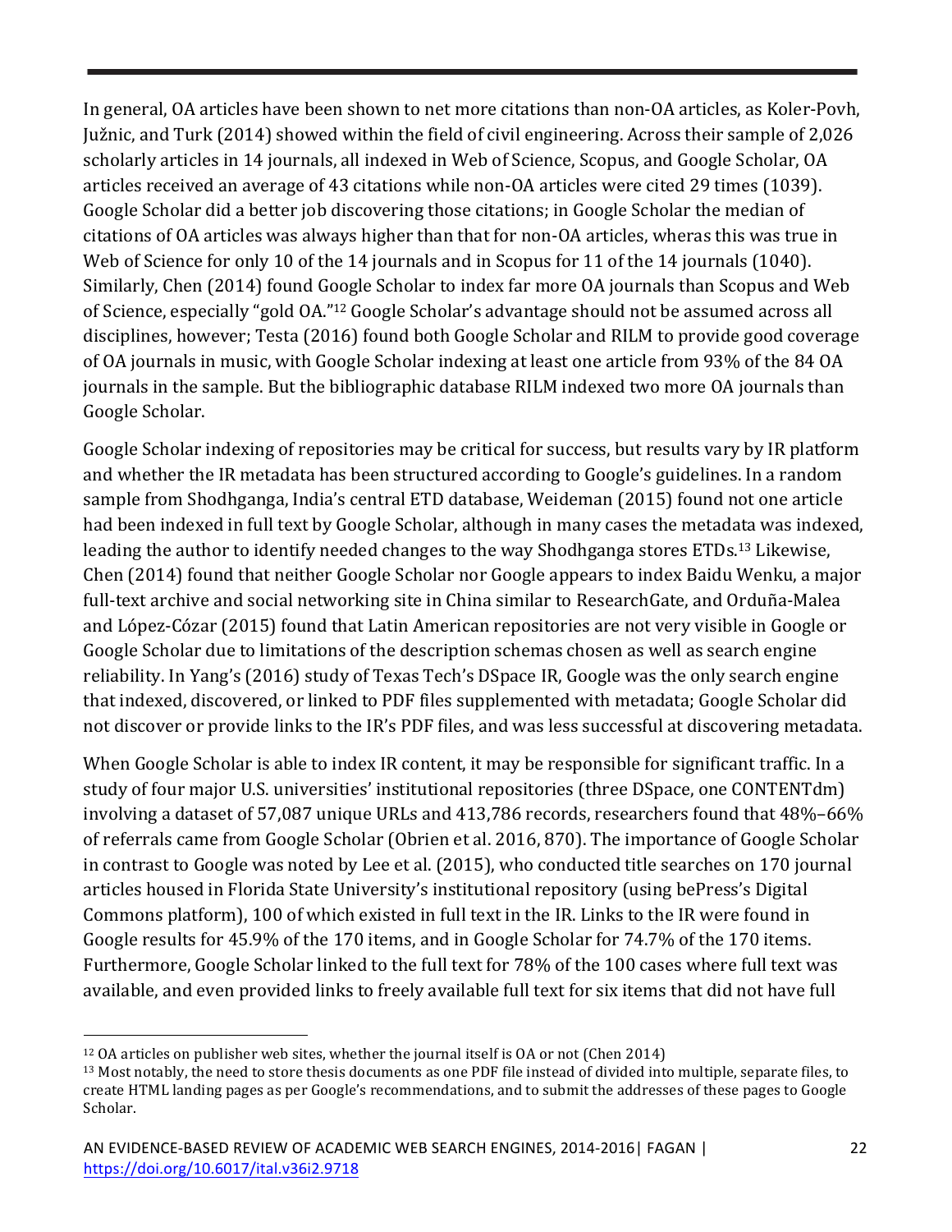In general, OA articles have been shown to net more citations than non-OA articles, as Koler-Povh, Južnic, and Turk (2014) showed within the field of civil engineering. Across their sample of 2,026 scholarly articles in 14 journals, all indexed in Web of Science, Scopus, and Google Scholar, OA articles received an average of 43 citations while non-OA articles were cited 29 times (1039). Google Scholar did a better job discovering those citations; in Google Scholar the median of citations of OA articles was always higher than that for non-OA articles, wheras this was true in Web of Science for only 10 of the 14 journals and in Scopus for 11 of the 14 journals (1040). Similarly, Chen (2014) found Google Scholar to index far more OA journals than Scopus and Web of Science, especially "gold OA."[12] Google Scholar's advantage should not be assumed across all disciplines, however; Testa (2016) found both Google Scholar and RILM to provide good coverage of OA journals in music, with Google Scholar indexing at least one article from 93% of the 84 OA journals in the sample. But the bibliographic database RILM indexed two more OA journals than Google Scholar.

Google Scholar indexing of repositories may be critical for success, but results vary by IR platform and whether the IR metadata has been structured according to Google's guidelines. In a random sample from Shodhganga, India's central ETD database, Weideman (2015) found not one article had been indexed in full text by Google Scholar, although in many cases the metadata was indexed, leading the author to identify needed changes to the way Shodhganga stores ETDs.[13] Likewise, Chen (2014) found that neither Google Scholar nor Google appears to index Baidu Wenku, a major full-text archive and social networking site in China similar to ResearchGate, and Orduña-Malea and López-Cózar (2015) found that Latin American repositories are not very visible in Google or Google Scholar due to limitations of the description schemas chosen as well as search engine reliability. In Yang's (2016) study of Texas Tech's DSpace IR, Google was the only search engine that indexed, discovered, or linked to PDF files supplemented with metadata; Google Scholar did not discover or provide links to the IR's PDF files, and was less successful at discovering metadata.

When Google Scholar is able to index IR content, it may be responsible for significant traffic. In a study of four major U.S. universities' institutional repositories (three DSpace, one CONTENTdm) involving a dataset of 57,087 unique URLs and 413,786 records, researchers found that 48%–66% of referrals came from Google Scholar (Obrien et al. 2016, 870). The importance of Google Scholar in contrast to Google was noted by Lee et al. (2015), who conducted title searches on 170 journal articles housed in Florida State University's institutional repository (using bePress's Digital Commons platform), 100 of which existed in full text in the IR. Links to the IR were found in Google results for 45.9% of the 170 items, and in Google Scholar for 74.7% of the 170 items. Furthermore, Google Scholar linked to the full text for 78% of the 100 cases where full text was available, and even provided links to freely available full text for six items that did not have full

---

[12] OA articles on publisher web sites, whether the journal itself is OA or not (Chen 2014)

[13] Most notably, the need to store thesis documents as one PDF file instead of divided into multiple, separate files, to create HTML landing pages as per Google's recommendations, and to submit the addresses of these pages to Google Scholar.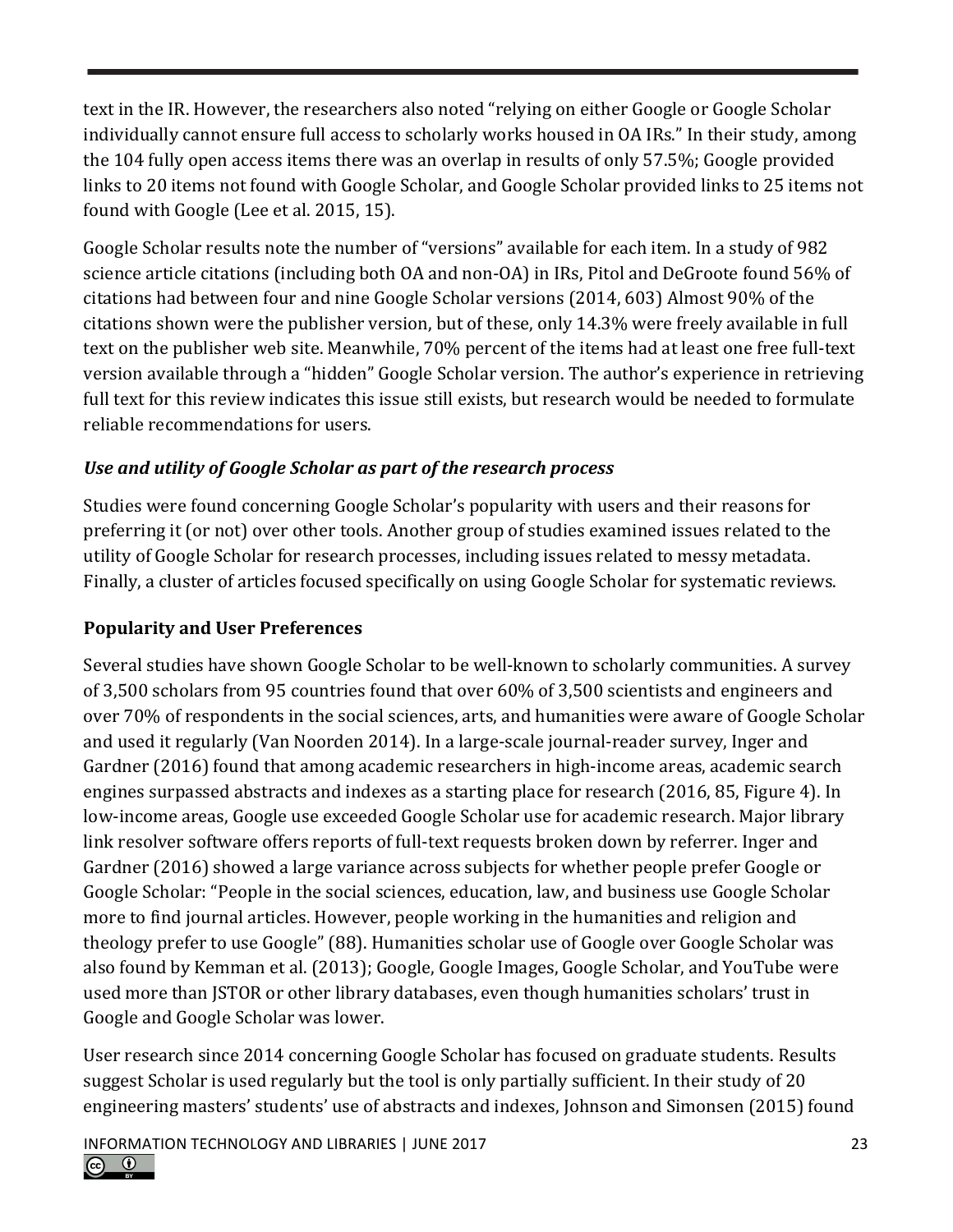text in the IR. However, the researchers also noted "relying on either Google or Google Scholar individually cannot ensure full access to scholarly works housed in OA IRs." In their study, among the 104 fully open access items there was an overlap in results of only 57.5%; Google provided links to 20 items not found with Google Scholar, and Google Scholar provided links to 25 items not found with Google (Lee et al. 2015, 15).

Google Scholar results note the number of "versions" available for each item. In a study of 982 science article citations (including both OA and non-OA) in IRs, Pitol and DeGroote found 56% of citations had between four and nine Google Scholar versions (2014, 603) Almost 90% of the citations shown were the publisher version, but of these, only 14.3% were freely available in full text on the publisher web site. Meanwhile, 70% percent of the items had at least one free full-text version available through a "hidden" Google Scholar version. The author's experience in retrieving full text for this review indicates this issue still exists, but research would be needed to formulate reliable recommendations for users.

### *Use and utility of Google Scholar as part of the research process*

Studies were found concerning Google Scholar's popularity with users and their reasons for preferring it (or not) over other tools. Another group of studies examined issues related to the utility of Google Scholar for research processes, including issues related to messy metadata. Finally, a cluster of articles focused specifically on using Google Scholar for systematic reviews.

### **Popularity and User Preferences**

Several studies have shown Google Scholar to be well-known to scholarly communities. A survey of 3,500 scholars from 95 countries found that over 60% of 3,500 scientists and engineers and over 70% of respondents in the social sciences, arts, and humanities were aware of Google Scholar and used it regularly (Van Noorden 2014). In a large-scale journal-reader survey, Inger and Gardner (2016) found that among academic researchers in high-income areas, academic search engines surpassed abstracts and indexes as a starting place for research (2016, 85, Figure 4). In low-income areas, Google use exceeded Google Scholar use for academic research. Major library link resolver software offers reports of full-text requests broken down by referrer. Inger and Gardner (2016) showed a large variance across subjects for whether people prefer Google or Google Scholar: "People in the social sciences, education, law, and business use Google Scholar more to find journal articles. However, people working in the humanities and religion and theology prefer to use Google" (88). Humanities scholar use of Google over Google Scholar was also found by Kemman et al. (2013); Google, Google Images, Google Scholar, and YouTube were used more than JSTOR or other library databases, even though humanities scholars' trust in Google and Google Scholar was lower.

User research since 2014 concerning Google Scholar has focused on graduate students. Results suggest Scholar is used regularly but the tool is only partially sufficient. In their study of 20 engineering masters' students' use of abstracts and indexes, Johnson and Simonsen (2015) found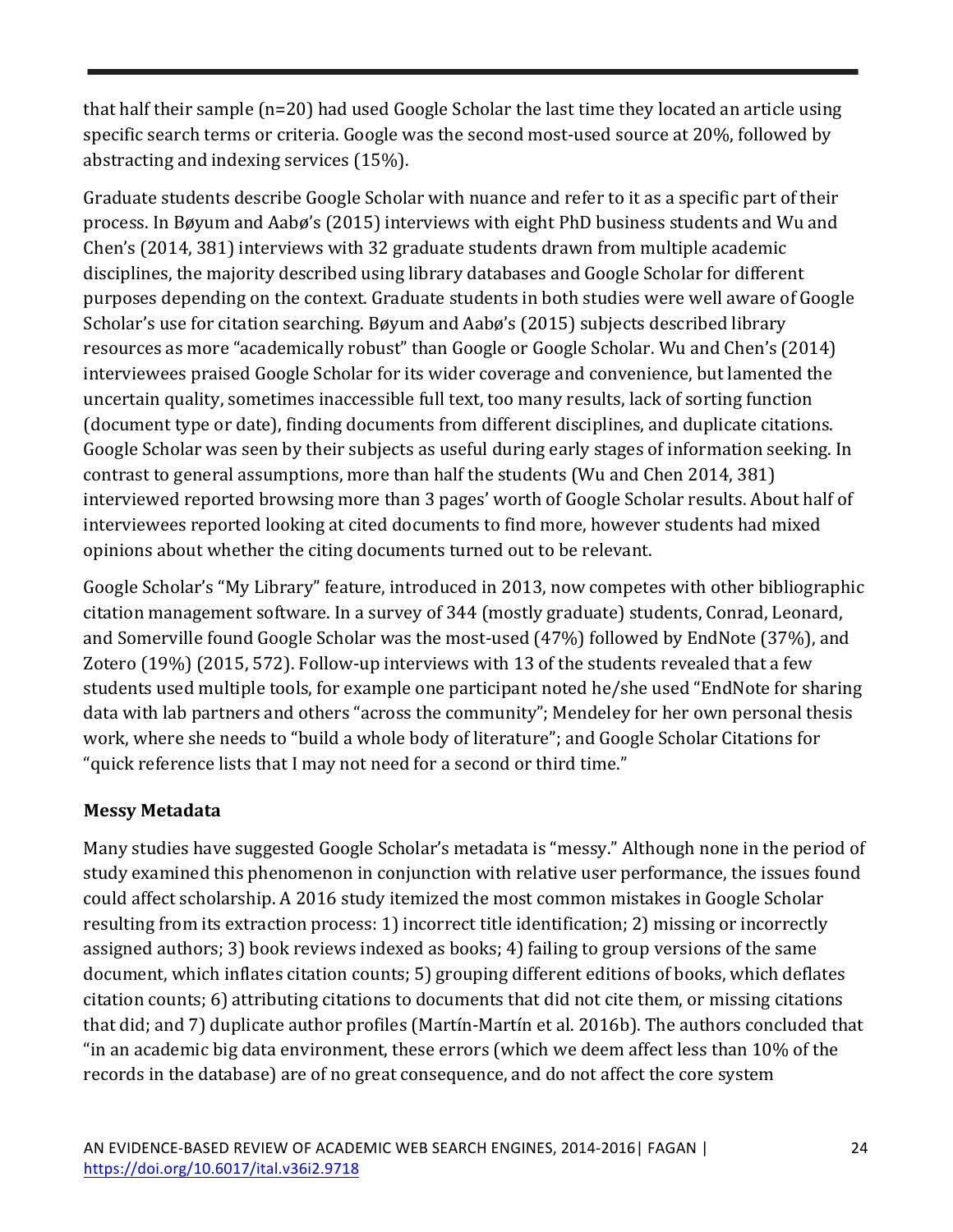that half their sample (n=20) had used Google Scholar the last time they located an article using specific search terms or criteria. Google was the second most-used source at 20%, followed by abstracting and indexing services (15%).

Graduate students describe Google Scholar with nuance and refer to it as a specific part of their process. In Bøyum and Aabø's (2015) interviews with eight PhD business students and Wu and Chen's (2014, 381) interviews with 32 graduate students drawn from multiple academic disciplines, the majority described using library databases and Google Scholar for different purposes depending on the context. Graduate students in both studies were well aware of Google Scholar's use for citation searching. Bøyum and Aabø's (2015) subjects described library resources as more "academically robust" than Google or Google Scholar. Wu and Chen's (2014) interviewees praised Google Scholar for its wider coverage and convenience, but lamented the uncertain quality, sometimes inaccessible full text, too many results, lack of sorting function (document type or date), finding documents from different disciplines, and duplicate citations. Google Scholar was seen by their subjects as useful during early stages of information seeking. In contrast to general assumptions, more than half the students (Wu and Chen 2014, 381) interviewed reported browsing more than 3 pages' worth of Google Scholar results. About half of interviewees reported looking at cited documents to find more, however students had mixed opinions about whether the citing documents turned out to be relevant.

Google Scholar's "My Library" feature, introduced in 2013, now competes with other bibliographic citation management software. In a survey of 344 (mostly graduate) students, Conrad, Leonard, and Somerville found Google Scholar was the most-used (47%) followed by EndNote (37%), and Zotero (19%) (2015, 572). Follow-up interviews with 13 of the students revealed that a few students used multiple tools, for example one participant noted he/she used "EndNote for sharing data with lab partners and others "across the community"; Mendeley for her own personal thesis work, where she needs to "build a whole body of literature"; and Google Scholar Citations for "quick reference lists that I may not need for a second or third time."

### Messy Metadata

Many studies have suggested Google Scholar's metadata is "messy." Although none in the period of study examined this phenomenon in conjunction with relative user performance, the issues found could affect scholarship. A 2016 study itemized the most common mistakes in Google Scholar resulting from its extraction process: 1) incorrect title identification; 2) missing or incorrectly assigned authors; 3) book reviews indexed as books; 4) failing to group versions of the same document, which inflates citation counts; 5) grouping different editions of books, which deflates citation counts; 6) attributing citations to documents that did not cite them, or missing citations that did; and 7) duplicate author profiles (Martín-Martín et al. 2016b). The authors concluded that "in an academic big data environment, these errors (which we deem affect less than 10% of the records in the database) are of no great consequence, and do not affect the core system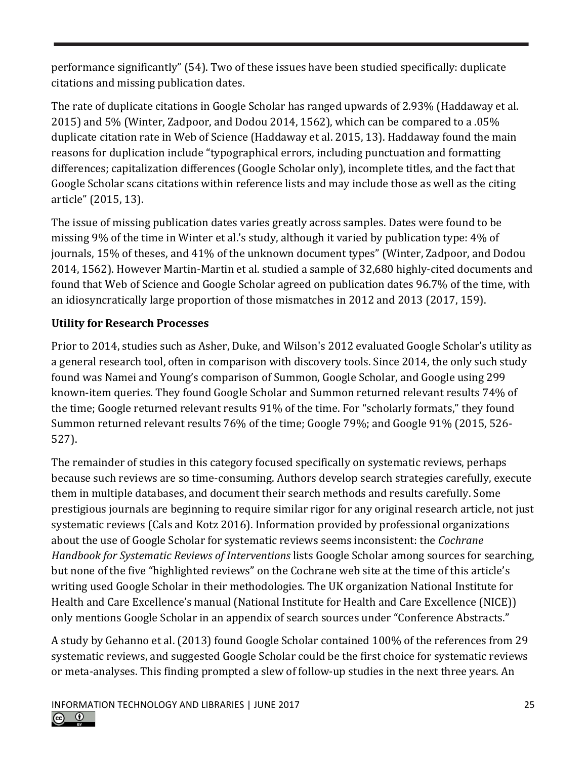performance significantly" (54). Two of these issues have been studied specifically: duplicate citations and missing publication dates.

The rate of duplicate citations in Google Scholar has ranged upwards of 2.93% (Haddaway et al. 2015) and 5% (Winter, Zadpoor, and Dodou 2014, 1562), which can be compared to a .05% duplicate citation rate in Web of Science (Haddaway et al. 2015, 13). Haddaway found the main reasons for duplication include "typographical errors, including punctuation and formatting differences; capitalization differences (Google Scholar only), incomplete titles, and the fact that Google Scholar scans citations within reference lists and may include those as well as the citing article" (2015, 13).

The issue of missing publication dates varies greatly across samples. Dates were found to be missing 9% of the time in Winter et al.'s study, although it varied by publication type: 4% of journals, 15% of theses, and 41% of the unknown document types" (Winter, Zadpoor, and Dodou 2014, 1562). However Martin-Martin et al. studied a sample of 32,680 highly-cited documents and found that Web of Science and Google Scholar agreed on publication dates 96.7% of the time, with an idiosyncratically large proportion of those mismatches in 2012 and 2013 (2017, 159).

**Utility for Research Processes**

Prior to 2014, studies such as Asher, Duke, and Wilson's 2012 evaluated Google Scholar's utility as a general research tool, often in comparison with discovery tools. Since 2014, the only such study found was Namei and Young's comparison of Summon, Google Scholar, and Google using 299 known-item queries. They found Google Scholar and Summon returned relevant results 74% of the time; Google returned relevant results 91% of the time. For "scholarly formats," they found Summon returned relevant results 76% of the time; Google 79%; and Google 91% (2015, 526-527).

The remainder of studies in this category focused specifically on systematic reviews, perhaps because such reviews are so time-consuming. Authors develop search strategies carefully, execute them in multiple databases, and document their search methods and results carefully. Some prestigious journals are beginning to require similar rigor for any original research article, not just systematic reviews (Cals and Kotz 2016). Information provided by professional organizations about the use of Google Scholar for systematic reviews seems inconsistent: the *Cochrane Handbook for Systematic Reviews of Interventions* lists Google Scholar among sources for searching, but none of the five "highlighted reviews" on the Cochrane web site at the time of this article's writing used Google Scholar in their methodologies. The UK organization National Institute for Health and Care Excellence's manual (National Institute for Health and Care Excellence (NICE)) only mentions Google Scholar in an appendix of search sources under "Conference Abstracts."

A study by Gehanno et al. (2013) found Google Scholar contained 100% of the references from 29 systematic reviews, and suggested Google Scholar could be the first choice for systematic reviews or meta-analyses. This finding prompted a slew of follow-up studies in the next three years. An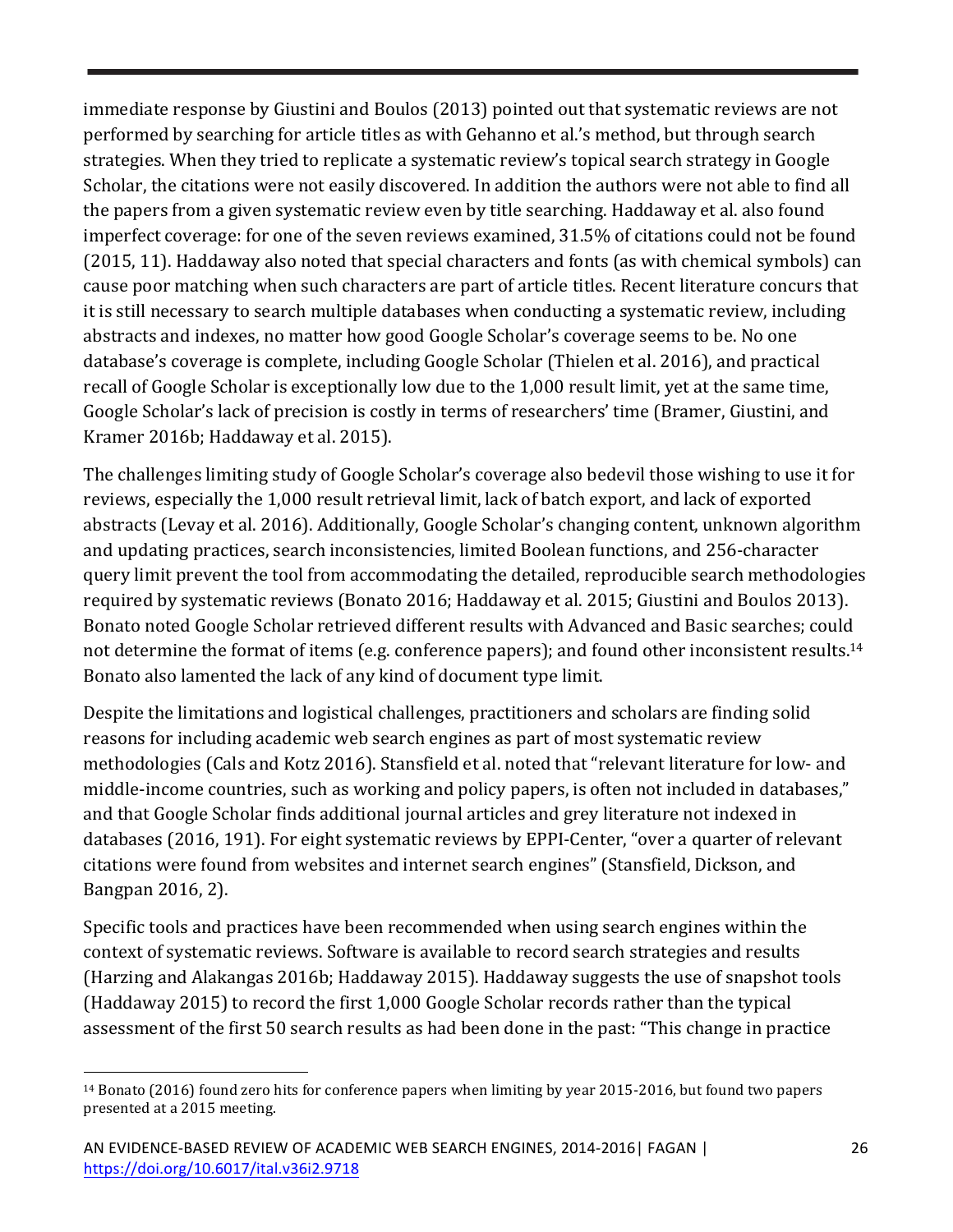immediate response by Giustini and Boulos (2013) pointed out that systematic reviews are not performed by searching for article titles as with Gehanno et al.'s method, but through search strategies. When they tried to replicate a systematic review's topical search strategy in Google Scholar, the citations were not easily discovered. In addition the authors were not able to find all the papers from a given systematic review even by title searching. Haddaway et al. also found imperfect coverage: for one of the seven reviews examined, 31.5% of citations could not be found (2015, 11). Haddaway also noted that special characters and fonts (as with chemical symbols) can cause poor matching when such characters are part of article titles. Recent literature concurs that it is still necessary to search multiple databases when conducting a systematic review, including abstracts and indexes, no matter how good Google Scholar's coverage seems to be. No one database's coverage is complete, including Google Scholar (Thielen et al. 2016), and practical recall of Google Scholar is exceptionally low due to the 1,000 result limit, yet at the same time, Google Scholar's lack of precision is costly in terms of researchers' time (Bramer, Giustini, and Kramer 2016b; Haddaway et al. 2015).

The challenges limiting study of Google Scholar's coverage also bedevil those wishing to use it for reviews, especially the 1,000 result retrieval limit, lack of batch export, and lack of exported abstracts (Levay et al. 2016). Additionally, Google Scholar's changing content, unknown algorithm and updating practices, search inconsistencies, limited Boolean functions, and 256-character query limit prevent the tool from accommodating the detailed, reproducible search methodologies required by systematic reviews (Bonato 2016; Haddaway et al. 2015; Giustini and Boulos 2013). Bonato noted Google Scholar retrieved different results with Advanced and Basic searches; could not determine the format of items (e.g. conference papers); and found other inconsistent results.[14] Bonato also lamented the lack of any kind of document type limit.

Despite the limitations and logistical challenges, practitioners and scholars are finding solid reasons for including academic web search engines as part of most systematic review methodologies (Cals and Kotz 2016). Stansfield et al. noted that "relevant literature for low- and middle-income countries, such as working and policy papers, is often not included in databases," and that Google Scholar finds additional journal articles and grey literature not indexed in databases (2016, 191). For eight systematic reviews by EPPI-Center, "over a quarter of relevant citations were found from websites and internet search engines" (Stansfield, Dickson, and Bangpan 2016, 2).

Specific tools and practices have been recommended when using search engines within the context of systematic reviews. Software is available to record search strategies and results (Harzing and Alakangas 2016b; Haddaway 2015). Haddaway suggests the use of snapshot tools (Haddaway 2015) to record the first 1,000 Google Scholar records rather than the typical assessment of the first 50 search results as had been done in the past: "This change in practice

---

[14] Bonato (2016) found zero hits for conference papers when limiting by year 2015-2016, but found two papers presented at a 2015 meeting.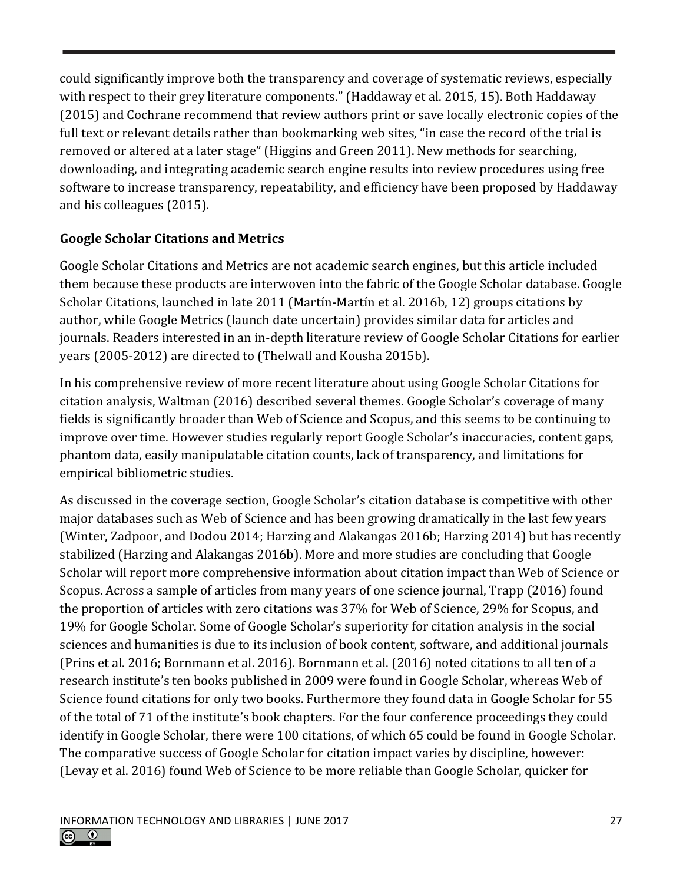could significantly improve both the transparency and coverage of systematic reviews, especially with respect to their grey literature components." (Haddaway et al. 2015, 15). Both Haddaway (2015) and Cochrane recommend that review authors print or save locally electronic copies of the full text or relevant details rather than bookmarking web sites, "in case the record of the trial is removed or altered at a later stage" (Higgins and Green 2011). New methods for searching, downloading, and integrating academic search engine results into review procedures using free software to increase transparency, repeatability, and efficiency have been proposed by Haddaway and his colleagues (2015).

## Google Scholar Citations and Metrics

Google Scholar Citations and Metrics are not academic search engines, but this article included them because these products are interwoven into the fabric of the Google Scholar database. Google Scholar Citations, launched in late 2011 (Martín-Martín et al. 2016b, 12) groups citations by author, while Google Metrics (launch date uncertain) provides similar data for articles and journals. Readers interested in an in-depth literature review of Google Scholar Citations for earlier years (2005-2012) are directed to (Thelwall and Kousha 2015b).

In his comprehensive review of more recent literature about using Google Scholar Citations for citation analysis, Waltman (2016) described several themes. Google Scholar's coverage of many fields is significantly broader than Web of Science and Scopus, and this seems to be continuing to improve over time. However studies regularly report Google Scholar's inaccuracies, content gaps, phantom data, easily manipulatable citation counts, lack of transparency, and limitations for empirical bibliometric studies.

As discussed in the coverage section, Google Scholar's citation database is competitive with other major databases such as Web of Science and has been growing dramatically in the last few years (Winter, Zadpoor, and Dodou 2014; Harzing and Alakangas 2016b; Harzing 2014) but has recently stabilized (Harzing and Alakangas 2016b). More and more studies are concluding that Google Scholar will report more comprehensive information about citation impact than Web of Science or Scopus. Across a sample of articles from many years of one science journal, Trapp (2016) found the proportion of articles with zero citations was 37% for Web of Science, 29% for Scopus, and 19% for Google Scholar. Some of Google Scholar's superiority for citation analysis in the social sciences and humanities is due to its inclusion of book content, software, and additional journals (Prins et al. 2016; Bornmann et al. 2016). Bornmann et al. (2016) noted citations to all ten of a research institute's ten books published in 2009 were found in Google Scholar, whereas Web of Science found citations for only two books. Furthermore they found data in Google Scholar for 55 of the total of 71 of the institute's book chapters. For the four conference proceedings they could identify in Google Scholar, there were 100 citations, of which 65 could be found in Google Scholar. The comparative success of Google Scholar for citation impact varies by discipline, however: (Levay et al. 2016) found Web of Science to be more reliable than Google Scholar, quicker for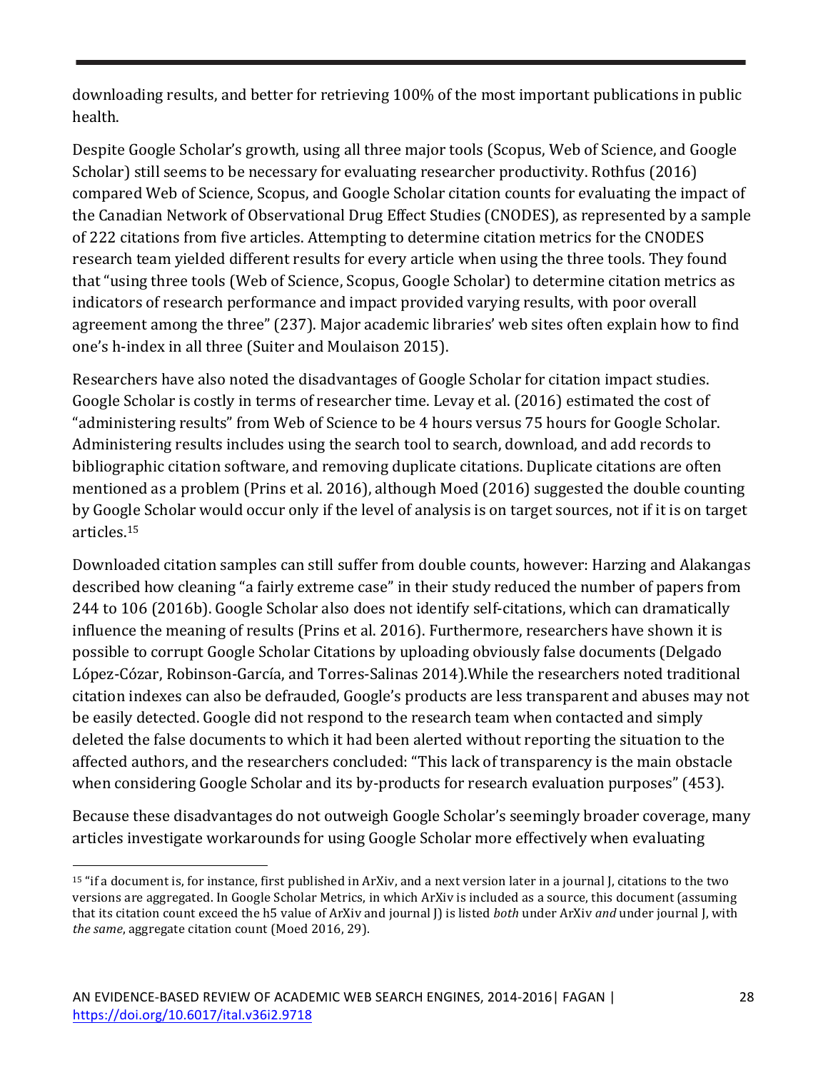downloading results, and better for retrieving 100% of the most important publications in public health.

Despite Google Scholar's growth, using all three major tools (Scopus, Web of Science, and Google Scholar) still seems to be necessary for evaluating researcher productivity. Rothfus (2016) compared Web of Science, Scopus, and Google Scholar citation counts for evaluating the impact of the Canadian Network of Observational Drug Effect Studies (CNODES), as represented by a sample of 222 citations from five articles. Attempting to determine citation metrics for the CNODES research team yielded different results for every article when using the three tools. They found that "using three tools (Web of Science, Scopus, Google Scholar) to determine citation metrics as indicators of research performance and impact provided varying results, with poor overall agreement among the three" (237). Major academic libraries' web sites often explain how to find one's h-index in all three (Suiter and Moulaison 2015).

Researchers have also noted the disadvantages of Google Scholar for citation impact studies. Google Scholar is costly in terms of researcher time. Levay et al. (2016) estimated the cost of "administering results" from Web of Science to be 4 hours versus 75 hours for Google Scholar. Administering results includes using the search tool to search, download, and add records to bibliographic citation software, and removing duplicate citations. Duplicate citations are often mentioned as a problem (Prins et al. 2016), although Moed (2016) suggested the double counting by Google Scholar would occur only if the level of analysis is on target sources, not if it is on target articles.[15]

Downloaded citation samples can still suffer from double counts, however: Harzing and Alakangas described how cleaning "a fairly extreme case" in their study reduced the number of papers from 244 to 106 (2016b). Google Scholar also does not identify self-citations, which can dramatically influence the meaning of results (Prins et al. 2016). Furthermore, researchers have shown it is possible to corrupt Google Scholar Citations by uploading obviously false documents (Delgado López-Cózar, Robinson-García, and Torres-Salinas 2014).While the researchers noted traditional citation indexes can also be defrauded, Google's products are less transparent and abuses may not be easily detected. Google did not respond to the research team when contacted and simply deleted the false documents to which it had been alerted without reporting the situation to the affected authors, and the researchers concluded: "This lack of transparency is the main obstacle when considering Google Scholar and its by-products for research evaluation purposes" (453).

Because these disadvantages do not outweigh Google Scholar's seemingly broader coverage, many articles investigate workarounds for using Google Scholar more effectively when evaluating

---

[15] "if a document is, for instance, first published in ArXiv, and a next version later in a journal J, citations to the two versions are aggregated. In Google Scholar Metrics, in which ArXiv is included as a source, this document (assuming that its citation count exceed the h5 value of ArXiv and journal J) is listed *both* under ArXiv *and* under journal J, with *the same*, aggregate citation count (Moed 2016, 29).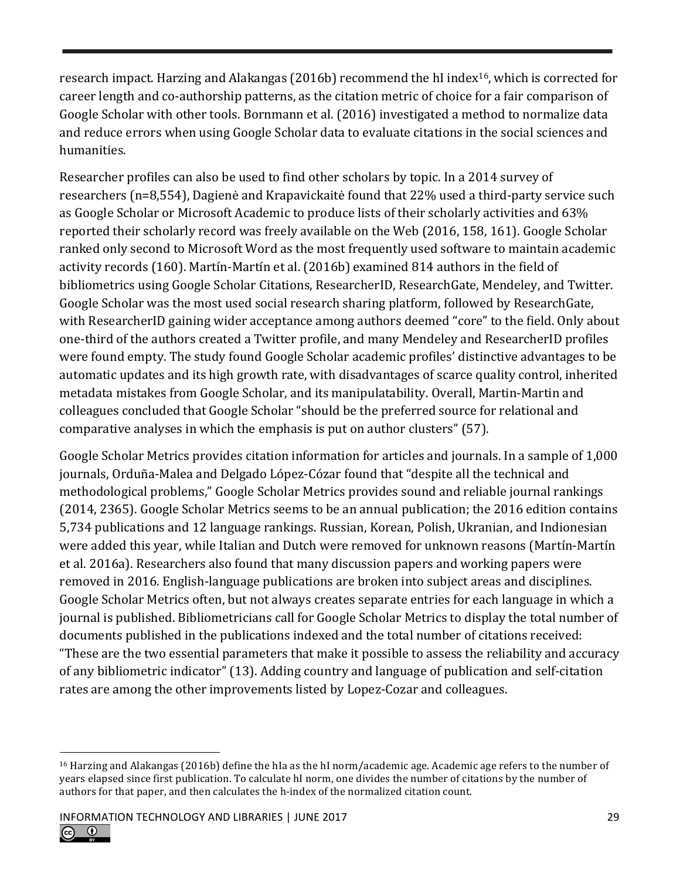research impact. Harzing and Alakangas (2016b) recommend the hI index[16], which is corrected for career length and co-authorship patterns, as the citation metric of choice for a fair comparison of Google Scholar with other tools. Bornmann et al. (2016) investigated a method to normalize data and reduce errors when using Google Scholar data to evaluate citations in the social sciences and humanities.

Researcher profiles can also be used to find other scholars by topic. In a 2014 survey of researchers (n=8,554), Dagienė and Krapavickaitė found that 22% used a third-party service such as Google Scholar or Microsoft Academic to produce lists of their scholarly activities and 63% reported their scholarly record was freely available on the Web (2016, 158, 161). Google Scholar ranked only second to Microsoft Word as the most frequently used software to maintain academic activity records (160). Martín-Martín et al. (2016b) examined 814 authors in the field of bibliometrics using Google Scholar Citations, ResearcherID, ResearchGate, Mendeley, and Twitter. Google Scholar was the most used social research sharing platform, followed by ResearchGate, with ResearcherID gaining wider acceptance among authors deemed "core" to the field. Only about one-third of the authors created a Twitter profile, and many Mendeley and ResearcherID profiles were found empty. The study found Google Scholar academic profiles' distinctive advantages to be automatic updates and its high growth rate, with disadvantages of scarce quality control, inherited metadata mistakes from Google Scholar, and its manipulatability. Overall, Martin-Martin and colleagues concluded that Google Scholar "should be the preferred source for relational and comparative analyses in which the emphasis is put on author clusters" (57).

Google Scholar Metrics provides citation information for articles and journals. In a sample of 1,000 journals, Orduña-Malea and Delgado López-Cózar found that "despite all the technical and methodological problems," Google Scholar Metrics provides sound and reliable journal rankings (2014, 2365). Google Scholar Metrics seems to be an annual publication; the 2016 edition contains 5,734 publications and 12 language rankings. Russian, Korean, Polish, Ukranian, and Indionesian were added this year, while Italian and Dutch were removed for unknown reasons (Martín-Martín et al. 2016a). Researchers also found that many discussion papers and working papers were removed in 2016. English-language publications are broken into subject areas and disciplines. Google Scholar Metrics often, but not always creates separate entries for each language in which a journal is published. Bibliometricians call for Google Scholar Metrics to display the total number of documents published in the publications indexed and the total number of citations received: "These are the two essential parameters that make it possible to assess the reliability and accuracy of any bibliometric indicator" (13). Adding country and language of publication and self-citation rates are among the other improvements listed by Lopez-Cozar and colleagues.

---

[16] Harzing and Alakangas (2016b) define the hIa as the hI norm/academic age. Academic age refers to the number of years elapsed since first publication. To calculate hI norm, one divides the number of citations by the number of authors for that paper, and then calculates the h-index of the normalized citation count.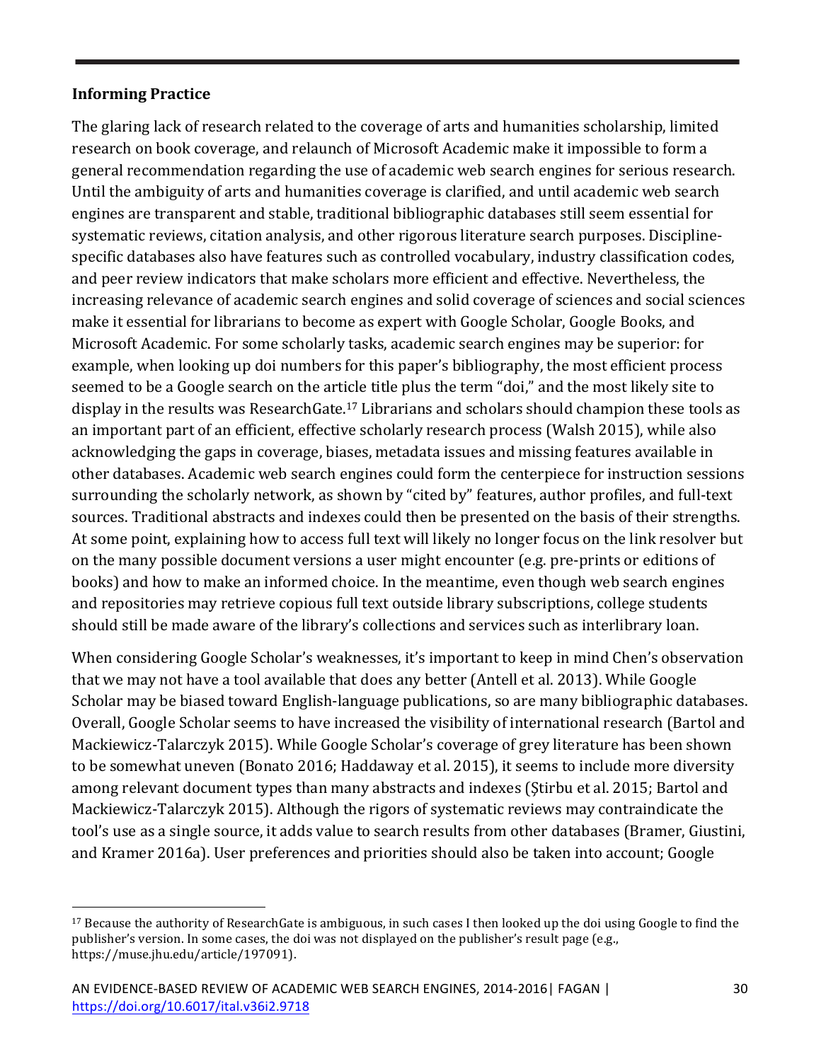**Informing Practice**

The glaring lack of research related to the coverage of arts and humanities scholarship, limited research on book coverage, and relaunch of Microsoft Academic make it impossible to form a general recommendation regarding the use of academic web search engines for serious research. Until the ambiguity of arts and humanities coverage is clarified, and until academic web search engines are transparent and stable, traditional bibliographic databases still seem essential for systematic reviews, citation analysis, and other rigorous literature search purposes. Discipline-specific databases also have features such as controlled vocabulary, industry classification codes, and peer review indicators that make scholars more efficient and effective. Nevertheless, the increasing relevance of academic search engines and solid coverage of sciences and social sciences make it essential for librarians to become as expert with Google Scholar, Google Books, and Microsoft Academic. For some scholarly tasks, academic search engines may be superior: for example, when looking up doi numbers for this paper's bibliography, the most efficient process seemed to be a Google search on the article title plus the term "doi," and the most likely site to display in the results was ResearchGate.[17] Librarians and scholars should champion these tools as an important part of an efficient, effective scholarly research process (Walsh 2015), while also acknowledging the gaps in coverage, biases, metadata issues and missing features available in other databases. Academic web search engines could form the centerpiece for instruction sessions surrounding the scholarly network, as shown by "cited by" features, author profiles, and full-text sources. Traditional abstracts and indexes could then be presented on the basis of their strengths. At some point, explaining how to access full text will likely no longer focus on the link resolver but on the many possible document versions a user might encounter (e.g. pre-prints or editions of books) and how to make an informed choice. In the meantime, even though web search engines and repositories may retrieve copious full text outside library subscriptions, college students should still be made aware of the library's collections and services such as interlibrary loan.

When considering Google Scholar's weaknesses, it's important to keep in mind Chen's observation that we may not have a tool available that does any better (Antell et al. 2013). While Google Scholar may be biased toward English-language publications, so are many bibliographic databases. Overall, Google Scholar seems to have increased the visibility of international research (Bartol and Mackiewicz-Talarczyk 2015). While Google Scholar's coverage of grey literature has been shown to be somewhat uneven (Bonato 2016; Haddaway et al. 2015), it seems to include more diversity among relevant document types than many abstracts and indexes (Ştirbu et al. 2015; Bartol and Mackiewicz-Talarczyk 2015). Although the rigors of systematic reviews may contraindicate the tool's use as a single source, it adds value to search results from other databases (Bramer, Giustini, and Kramer 2016a). User preferences and priorities should also be taken into account; Google

[17] Because the authority of ResearchGate is ambiguous, in such cases I then looked up the doi using Google to find the publisher's version. In some cases, the doi was not displayed on the publisher's result page (e.g., https://muse.jhu.edu/article/197091).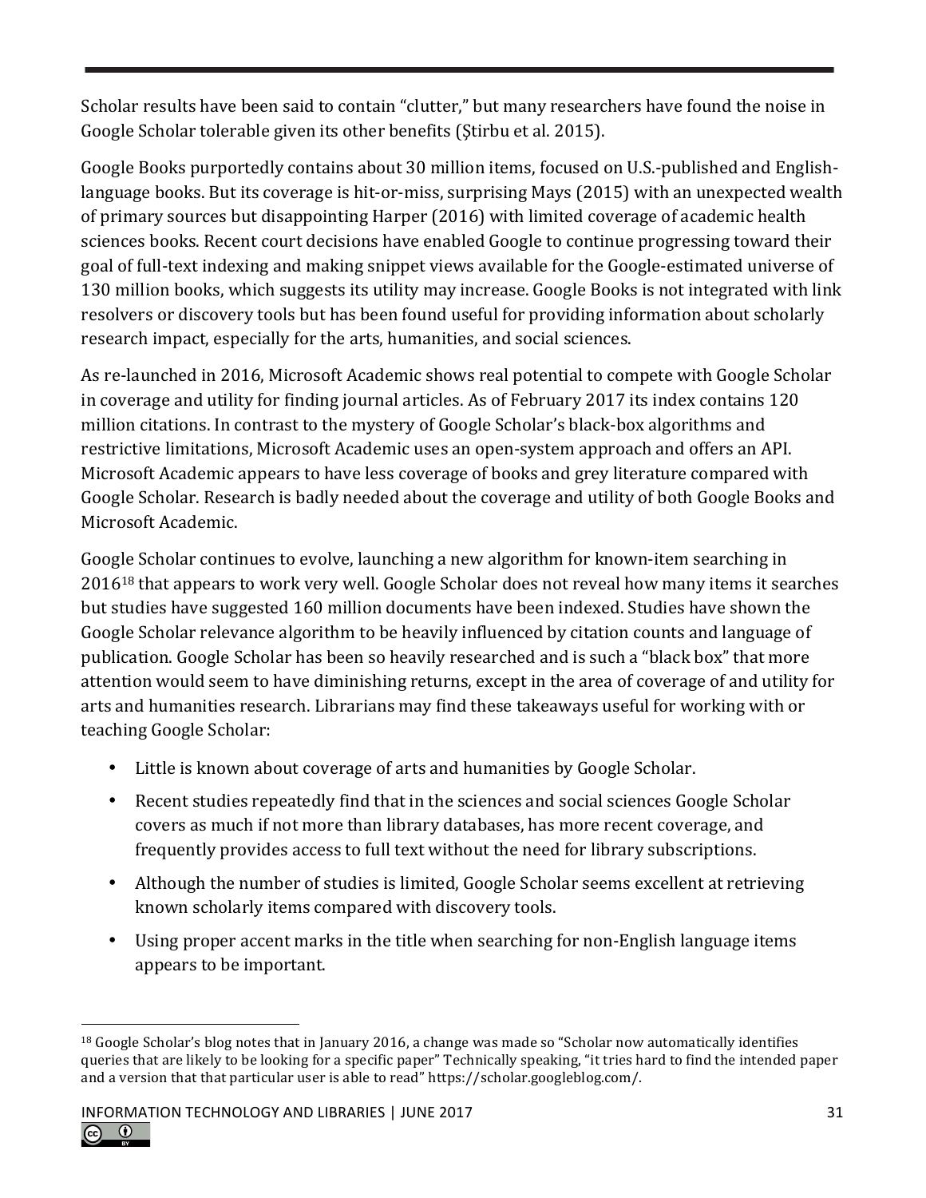Scholar results have been said to contain "clutter," but many researchers have found the noise in Google Scholar tolerable given its other benefits (Ştirbu et al. 2015).

Google Books purportedly contains about 30 million items, focused on U.S.-published and English-language books. But its coverage is hit-or-miss, surprising Mays (2015) with an unexpected wealth of primary sources but disappointing Harper (2016) with limited coverage of academic health sciences books. Recent court decisions have enabled Google to continue progressing toward their goal of full-text indexing and making snippet views available for the Google-estimated universe of 130 million books, which suggests its utility may increase. Google Books is not integrated with link resolvers or discovery tools but has been found useful for providing information about scholarly research impact, especially for the arts, humanities, and social sciences.

As re-launched in 2016, Microsoft Academic shows real potential to compete with Google Scholar in coverage and utility for finding journal articles. As of February 2017 its index contains 120 million citations. In contrast to the mystery of Google Scholar's black-box algorithms and restrictive limitations, Microsoft Academic uses an open-system approach and offers an API. Microsoft Academic appears to have less coverage of books and grey literature compared with Google Scholar. Research is badly needed about the coverage and utility of both Google Books and Microsoft Academic.

Google Scholar continues to evolve, launching a new algorithm for known-item searching in 2016[18] that appears to work very well. Google Scholar does not reveal how many items it searches but studies have suggested 160 million documents have been indexed. Studies have shown the Google Scholar relevance algorithm to be heavily influenced by citation counts and language of publication. Google Scholar has been so heavily researched and is such a "black box" that more attention would seem to have diminishing returns, except in the area of coverage of and utility for arts and humanities research. Librarians may find these takeaways useful for working with or teaching Google Scholar:

- Little is known about coverage of arts and humanities by Google Scholar.
- Recent studies repeatedly find that in the sciences and social sciences Google Scholar covers as much if not more than library databases, has more recent coverage, and frequently provides access to full text without the need for library subscriptions.
- Although the number of studies is limited, Google Scholar seems excellent at retrieving known scholarly items compared with discovery tools.
- Using proper accent marks in the title when searching for non-English language items appears to be important.

[18] Google Scholar's blog notes that in January 2016, a change was made so "Scholar now automatically identifies queries that are likely to be looking for a specific paper" Technically speaking, "it tries hard to find the intended paper and a version that that particular user is able to read" https://scholar.googleblog.com/.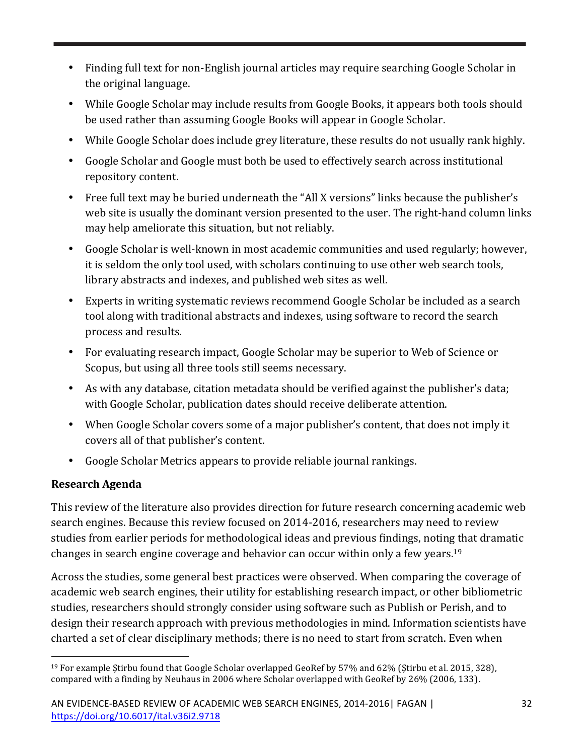- Finding full text for non-English journal articles may require searching Google Scholar in the original language.
- While Google Scholar may include results from Google Books, it appears both tools should be used rather than assuming Google Books will appear in Google Scholar.
- While Google Scholar does include grey literature, these results do not usually rank highly.
- Google Scholar and Google must both be used to effectively search across institutional repository content.
- Free full text may be buried underneath the "All X versions" links because the publisher's web site is usually the dominant version presented to the user. The right-hand column links may help ameliorate this situation, but not reliably.
- Google Scholar is well-known in most academic communities and used regularly; however, it is seldom the only tool used, with scholars continuing to use other web search tools, library abstracts and indexes, and published web sites as well.
- Experts in writing systematic reviews recommend Google Scholar be included as a search tool along with traditional abstracts and indexes, using software to record the search process and results.
- For evaluating research impact, Google Scholar may be superior to Web of Science or Scopus, but using all three tools still seems necessary.
- As with any database, citation metadata should be verified against the publisher's data; with Google Scholar, publication dates should receive deliberate attention.
- When Google Scholar covers some of a major publisher's content, that does not imply it covers all of that publisher's content.
- Google Scholar Metrics appears to provide reliable journal rankings.

**Research Agenda**

This review of the literature also provides direction for future research concerning academic web search engines. Because this review focused on 2014-2016, researchers may need to review studies from earlier periods for methodological ideas and previous findings, noting that dramatic changes in search engine coverage and behavior can occur within only a few years.[19]

Across the studies, some general best practices were observed. When comparing the coverage of academic web search engines, their utility for establishing research impact, or other bibliometric studies, researchers should strongly consider using software such as Publish or Perish, and to design their research approach with previous methodologies in mind. Information scientists have charted a set of clear disciplinary methods; there is no need to start from scratch. Even when

[19] For example Ştirbu found that Google Scholar overlapped GeoRef by 57% and 62% (Ştirbu et al. 2015, 328), compared with a finding by Neuhaus in 2006 where Scholar overlapped with GeoRef by 26% (2006, 133).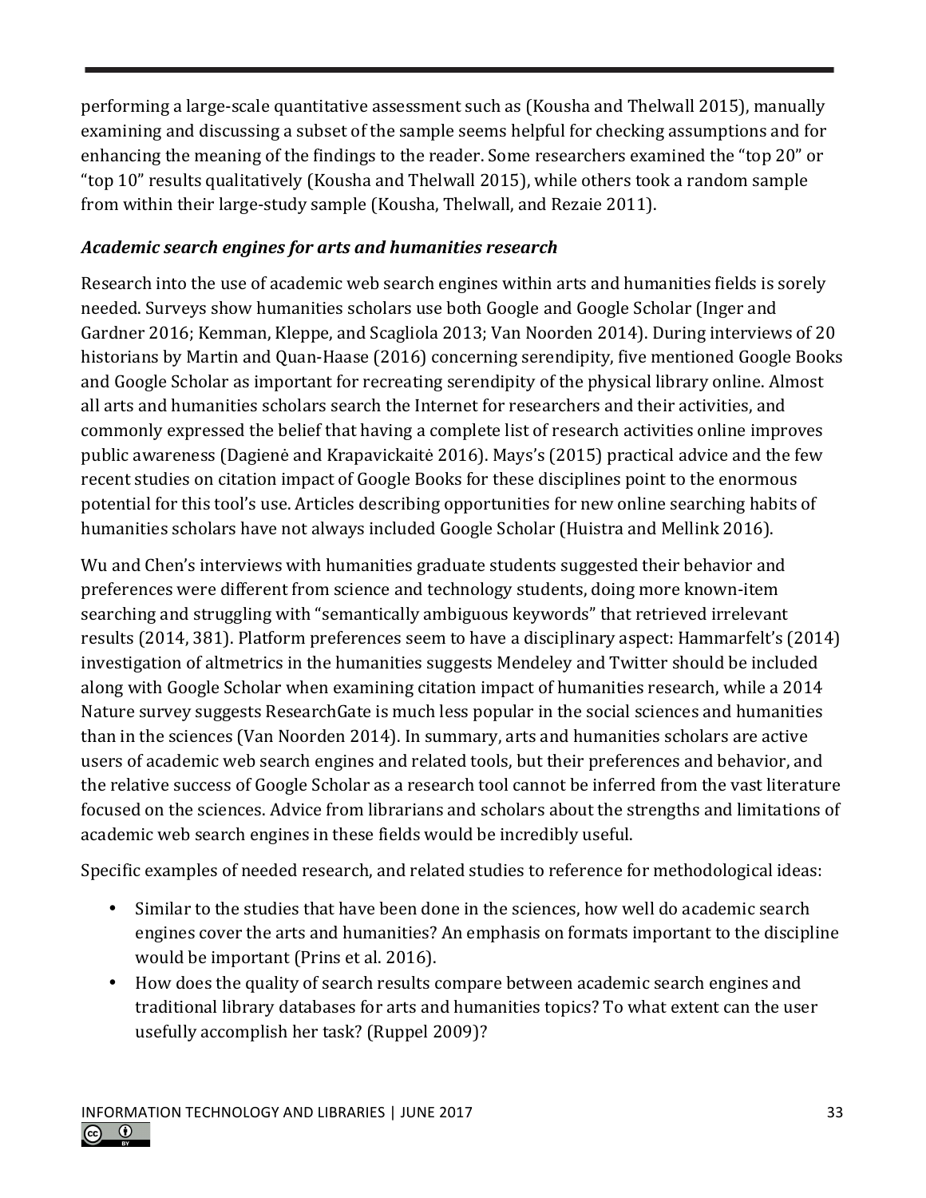performing a large-scale quantitative assessment such as (Kousha and Thelwall 2015), manually examining and discussing a subset of the sample seems helpful for checking assumptions and for enhancing the meaning of the findings to the reader. Some researchers examined the "top 20" or "top 10" results qualitatively (Kousha and Thelwall 2015), while others took a random sample from within their large-study sample (Kousha, Thelwall, and Rezaie 2011).

### *Academic search engines for arts and humanities research*

Research into the use of academic web search engines within arts and humanities fields is sorely needed. Surveys show humanities scholars use both Google and Google Scholar (Inger and Gardner 2016; Kemman, Kleppe, and Scagliola 2013; Van Noorden 2014). During interviews of 20 historians by Martin and Quan-Haase (2016) concerning serendipity, five mentioned Google Books and Google Scholar as important for recreating serendipity of the physical library online. Almost all arts and humanities scholars search the Internet for researchers and their activities, and commonly expressed the belief that having a complete list of research activities online improves public awareness (Dagienė and Krapavickaitė 2016). Mays's (2015) practical advice and the few recent studies on citation impact of Google Books for these disciplines point to the enormous potential for this tool's use. Articles describing opportunities for new online searching habits of humanities scholars have not always included Google Scholar (Huistra and Mellink 2016).

Wu and Chen's interviews with humanities graduate students suggested their behavior and preferences were different from science and technology students, doing more known-item searching and struggling with "semantically ambiguous keywords" that retrieved irrelevant results (2014, 381). Platform preferences seem to have a disciplinary aspect: Hammarfelt's (2014) investigation of altmetrics in the humanities suggests Mendeley and Twitter should be included along with Google Scholar when examining citation impact of humanities research, while a 2014 Nature survey suggests ResearchGate is much less popular in the social sciences and humanities than in the sciences (Van Noorden 2014). In summary, arts and humanities scholars are active users of academic web search engines and related tools, but their preferences and behavior, and the relative success of Google Scholar as a research tool cannot be inferred from the vast literature focused on the sciences. Advice from librarians and scholars about the strengths and limitations of academic web search engines in these fields would be incredibly useful.

Specific examples of needed research, and related studies to reference for methodological ideas:

- Similar to the studies that have been done in the sciences, how well do academic search engines cover the arts and humanities? An emphasis on formats important to the discipline would be important (Prins et al. 2016).
- How does the quality of search results compare between academic search engines and traditional library databases for arts and humanities topics? To what extent can the user usefully accomplish her task? (Ruppel 2009)?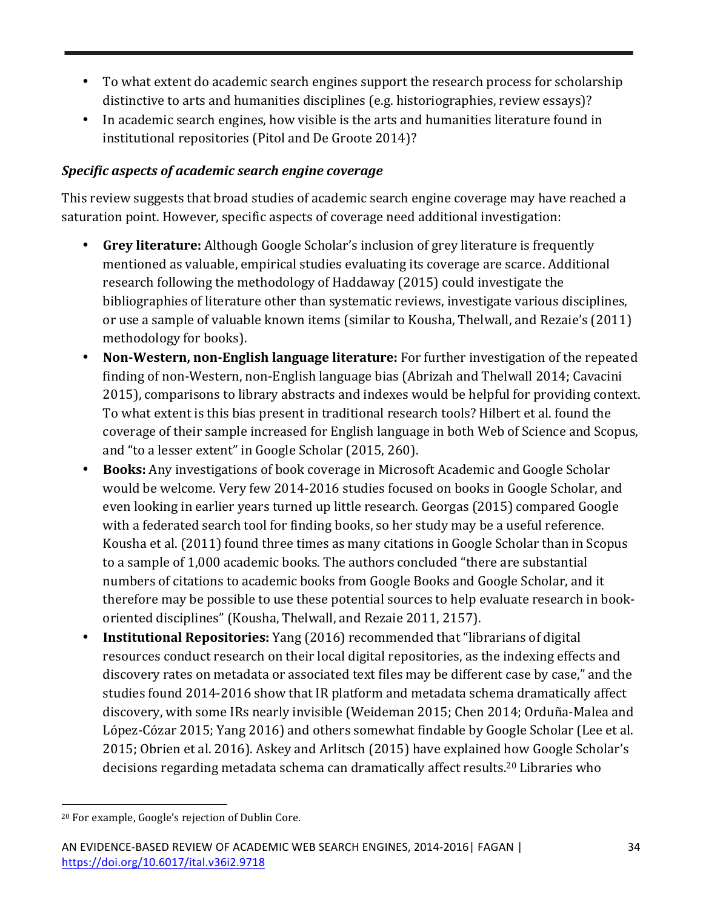- To what extent do academic search engines support the research process for scholarship distinctive to arts and humanities disciplines (e.g. historiographies, review essays)?
- In academic search engines, how visible is the arts and humanities literature found in institutional repositories (Pitol and De Groote 2014)?

### *Specific aspects of academic search engine coverage*

This review suggests that broad studies of academic search engine coverage may have reached a saturation point. However, specific aspects of coverage need additional investigation:

- **Grey literature:** Although Google Scholar's inclusion of grey literature is frequently mentioned as valuable, empirical studies evaluating its coverage are scarce. Additional research following the methodology of Haddaway (2015) could investigate the bibliographies of literature other than systematic reviews, investigate various disciplines, or use a sample of valuable known items (similar to Kousha, Thelwall, and Rezaie's (2011) methodology for books).
- **Non-Western, non-English language literature:** For further investigation of the repeated finding of non-Western, non-English language bias (Abrizah and Thelwall 2014; Cavacini 2015), comparisons to library abstracts and indexes would be helpful for providing context. To what extent is this bias present in traditional research tools? Hilbert et al. found the coverage of their sample increased for English language in both Web of Science and Scopus, and "to a lesser extent" in Google Scholar (2015, 260).
- **Books:** Any investigations of book coverage in Microsoft Academic and Google Scholar would be welcome. Very few 2014-2016 studies focused on books in Google Scholar, and even looking in earlier years turned up little research. Georgas (2015) compared Google with a federated search tool for finding books, so her study may be a useful reference. Kousha et al. (2011) found three times as many citations in Google Scholar than in Scopus to a sample of 1,000 academic books. The authors concluded "there are substantial numbers of citations to academic books from Google Books and Google Scholar, and it therefore may be possible to use these potential sources to help evaluate research in book-oriented disciplines" (Kousha, Thelwall, and Rezaie 2011, 2157).
- **Institutional Repositories:** Yang (2016) recommended that "librarians of digital resources conduct research on their local digital repositories, as the indexing effects and discovery rates on metadata or associated text files may be different case by case," and the studies found 2014-2016 show that IR platform and metadata schema dramatically affect discovery, with some IRs nearly invisible (Weideman 2015; Chen 2014; Orduña-Malea and López-Cózar 2015; Yang 2016) and others somewhat findable by Google Scholar (Lee et al. 2015; Obrien et al. 2016). Askey and Arlitsch (2015) have explained how Google Scholar's decisions regarding metadata schema can dramatically affect results.[20] Libraries who

[20] For example, Google's rejection of Dublin Core.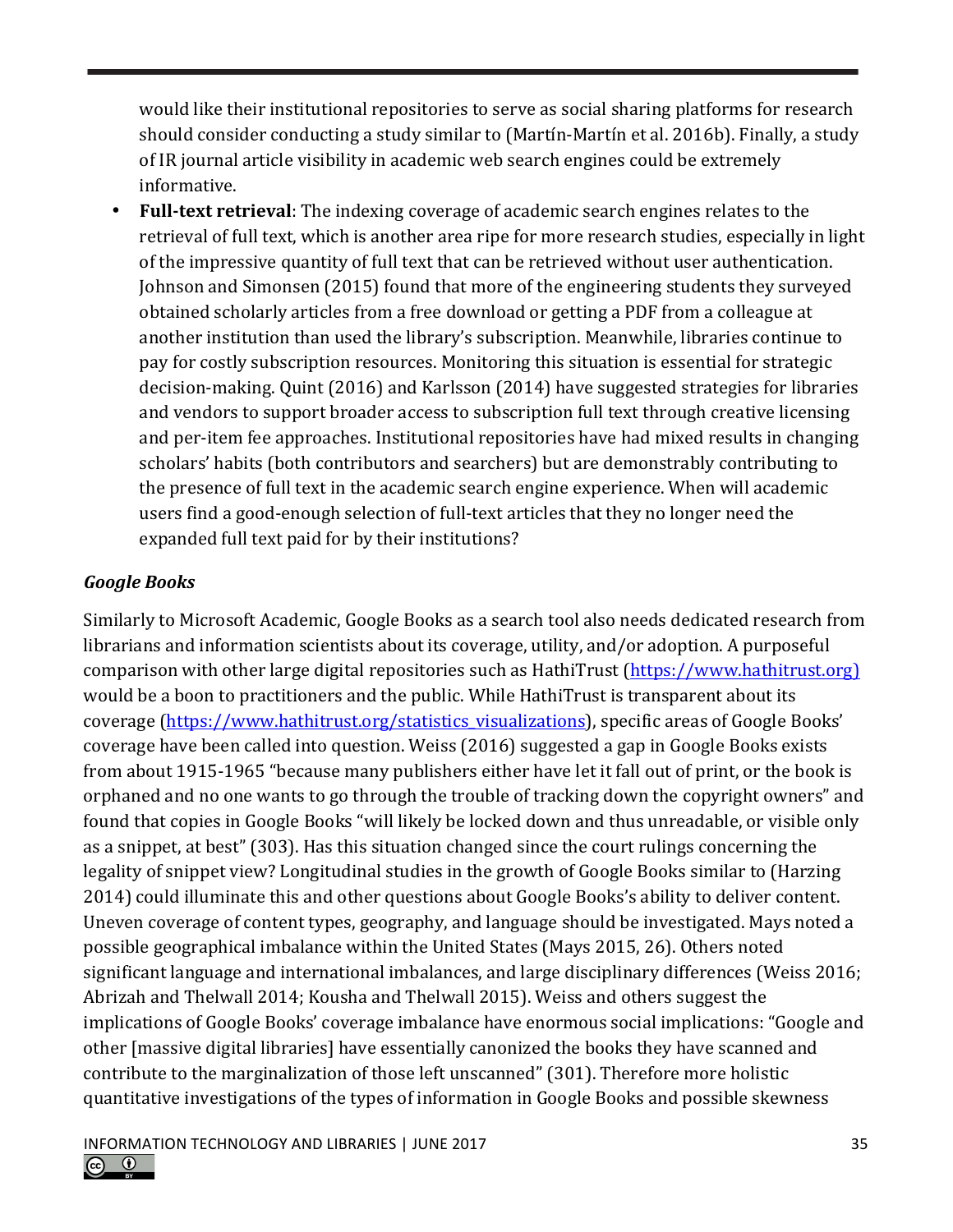would like their institutional repositories to serve as social sharing platforms for research should consider conducting a study similar to (Martín-Martín et al. 2016b). Finally, a study of IR journal article visibility in academic web search engines could be extremely informative.

- **Full-text retrieval**: The indexing coverage of academic search engines relates to the retrieval of full text, which is another area ripe for more research studies, especially in light of the impressive quantity of full text that can be retrieved without user authentication. Johnson and Simonsen (2015) found that more of the engineering students they surveyed obtained scholarly articles from a free download or getting a PDF from a colleague at another institution than used the library's subscription. Meanwhile, libraries continue to pay for costly subscription resources. Monitoring this situation is essential for strategic decision-making. Quint (2016) and Karlsson (2014) have suggested strategies for libraries and vendors to support broader access to subscription full text through creative licensing and per-item fee approaches. Institutional repositories have had mixed results in changing scholars' habits (both contributors and searchers) but are demonstrably contributing to the presence of full text in the academic search engine experience. When will academic users find a good-enough selection of full-text articles that they no longer need the expanded full text paid for by their institutions?

### *Google Books*

Similarly to Microsoft Academic, Google Books as a search tool also needs dedicated research from librarians and information scientists about its coverage, utility, and/or adoption. A purposeful comparison with other large digital repositories such as HathiTrust (https://www.hathitrust.org) would be a boon to practitioners and the public. While HathiTrust is transparent about its coverage (https://www.hathitrust.org/statistics_visualizations), specific areas of Google Books' coverage have been called into question. Weiss (2016) suggested a gap in Google Books exists from about 1915-1965 "because many publishers either have let it fall out of print, or the book is orphaned and no one wants to go through the trouble of tracking down the copyright owners" and found that copies in Google Books "will likely be locked down and thus unreadable, or visible only as a snippet, at best" (303). Has this situation changed since the court rulings concerning the legality of snippet view? Longitudinal studies in the growth of Google Books similar to (Harzing 2014) could illuminate this and other questions about Google Books's ability to deliver content. Uneven coverage of content types, geography, and language should be investigated. Mays noted a possible geographical imbalance within the United States (Mays 2015, 26). Others noted significant language and international imbalances, and large disciplinary differences (Weiss 2016; Abrizah and Thelwall 2014; Kousha and Thelwall 2015). Weiss and others suggest the implications of Google Books' coverage imbalance have enormous social implications: "Google and other [massive digital libraries] have essentially canonized the books they have scanned and contribute to the marginalization of those left unscanned" (301). Therefore more holistic quantitative investigations of the types of information in Google Books and possible skewness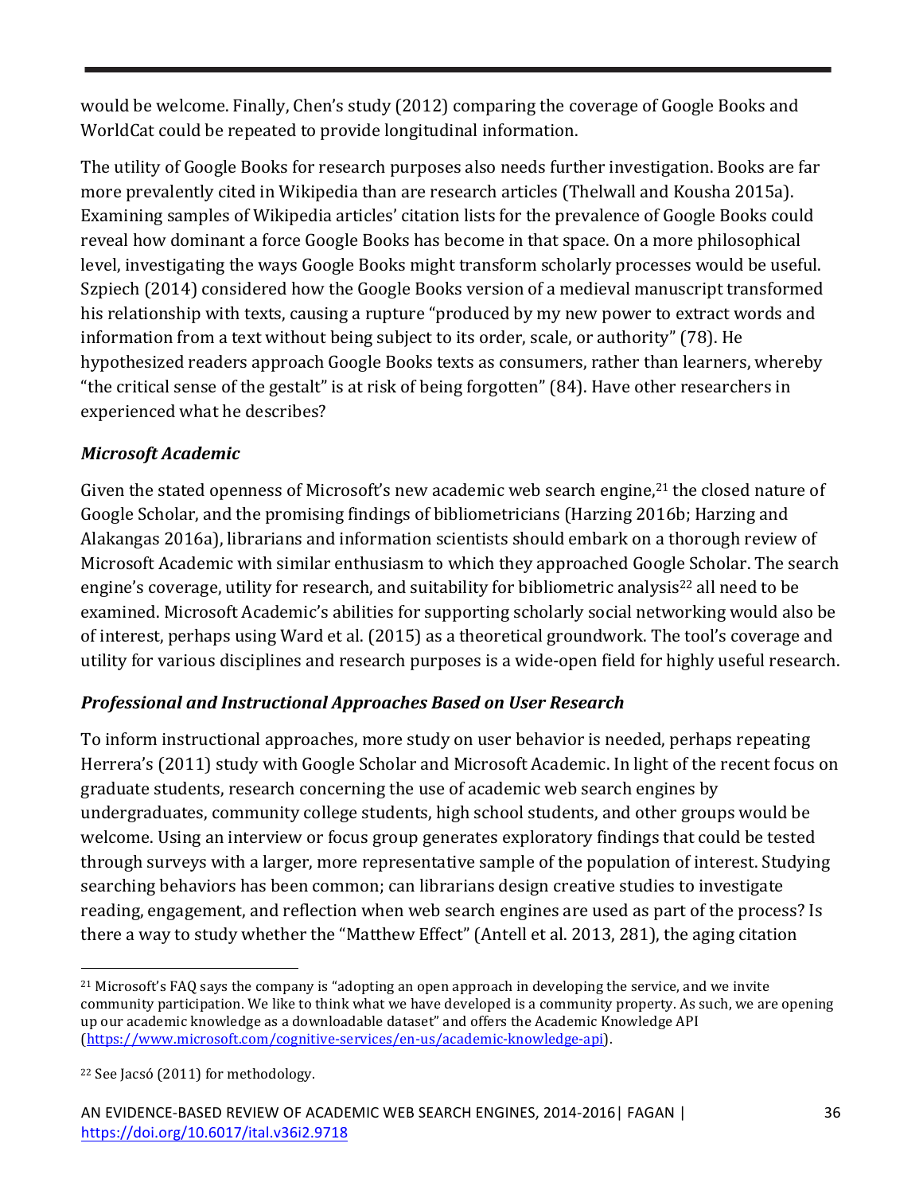would be welcome. Finally, Chen's study (2012) comparing the coverage of Google Books and WorldCat could be repeated to provide longitudinal information.

The utility of Google Books for research purposes also needs further investigation. Books are far more prevalently cited in Wikipedia than are research articles (Thelwall and Kousha 2015a). Examining samples of Wikipedia articles' citation lists for the prevalence of Google Books could reveal how dominant a force Google Books has become in that space. On a more philosophical level, investigating the ways Google Books might transform scholarly processes would be useful. Szpiech (2014) considered how the Google Books version of a medieval manuscript transformed his relationship with texts, causing a rupture "produced by my new power to extract words and information from a text without being subject to its order, scale, or authority" (78). He hypothesized readers approach Google Books texts as consumers, rather than learners, whereby "the critical sense of the gestalt" is at risk of being forgotten" (84). Have other researchers in experienced what he describes?

### *Microsoft Academic*

Given the stated openness of Microsoft's new academic web search engine,[21] the closed nature of Google Scholar, and the promising findings of bibliometricians (Harzing 2016b; Harzing and Alakangas 2016a), librarians and information scientists should embark on a thorough review of Microsoft Academic with similar enthusiasm to which they approached Google Scholar. The search engine's coverage, utility for research, and suitability for bibliometric analysis[22] all need to be examined. Microsoft Academic's abilities for supporting scholarly social networking would also be of interest, perhaps using Ward et al. (2015) as a theoretical groundwork. The tool's coverage and utility for various disciplines and research purposes is a wide-open field for highly useful research.

### *Professional and Instructional Approaches Based on User Research*

To inform instructional approaches, more study on user behavior is needed, perhaps repeating Herrera's (2011) study with Google Scholar and Microsoft Academic. In light of the recent focus on graduate students, research concerning the use of academic web search engines by undergraduates, community college students, high school students, and other groups would be welcome. Using an interview or focus group generates exploratory findings that could be tested through surveys with a larger, more representative sample of the population of interest. Studying searching behaviors has been common; can librarians design creative studies to investigate reading, engagement, and reflection when web search engines are used as part of the process? Is there a way to study whether the "Matthew Effect" (Antell et al. 2013, 281), the aging citation

---

[21] Microsoft's FAQ says the company is "adopting an open approach in developing the service, and we invite community participation. We like to think what we have developed is a community property. As such, we are opening up our academic knowledge as a downloadable dataset" and offers the Academic Knowledge API (https://www.microsoft.com/cognitive-services/en-us/academic-knowledge-api).

[22] See Jacsó (2011) for methodology.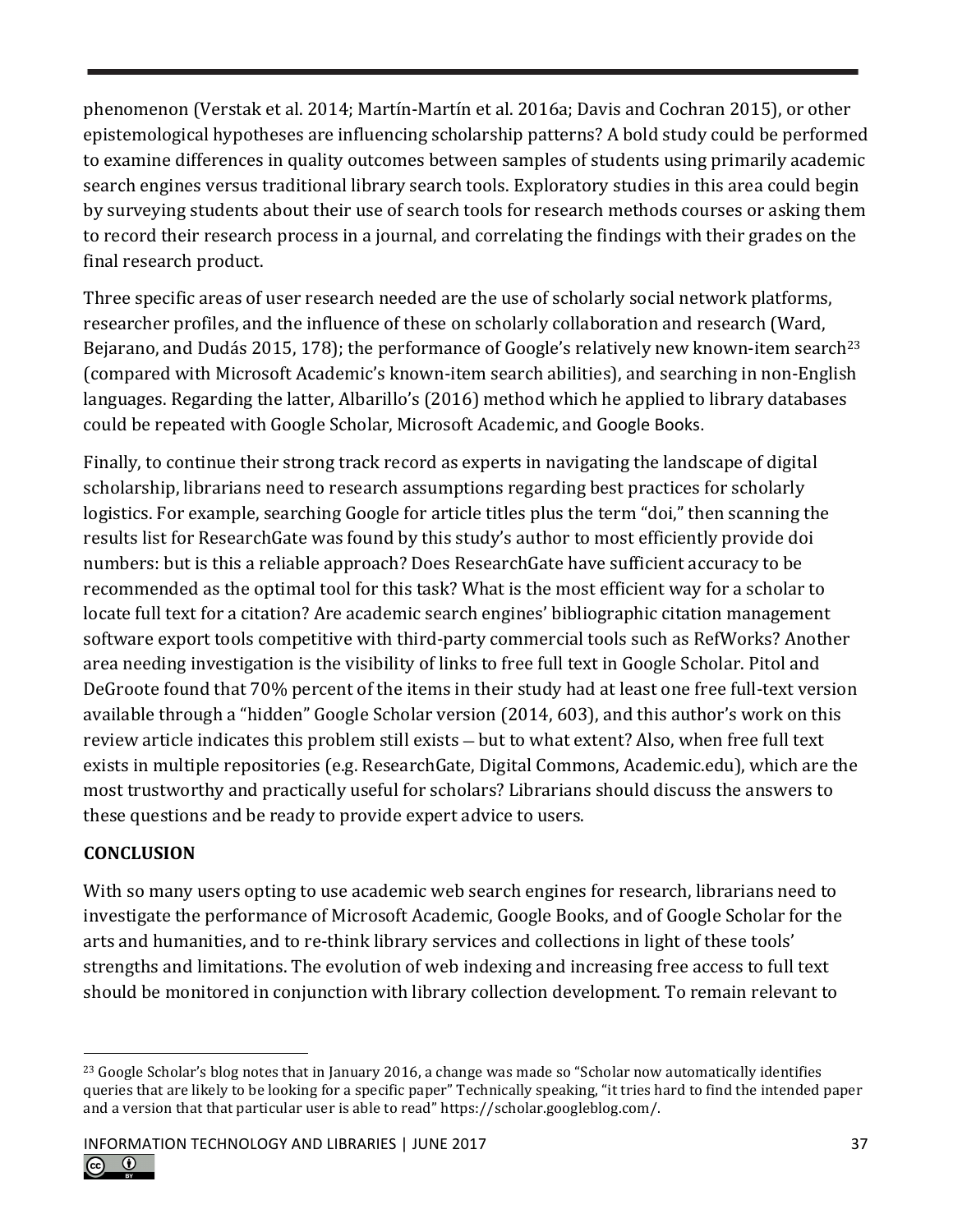phenomenon (Verstak et al. 2014; Martín-Martín et al. 2016a; Davis and Cochran 2015), or other epistemological hypotheses are influencing scholarship patterns? A bold study could be performed to examine differences in quality outcomes between samples of students using primarily academic search engines versus traditional library search tools. Exploratory studies in this area could begin by surveying students about their use of search tools for research methods courses or asking them to record their research process in a journal, and correlating the findings with their grades on the final research product.

Three specific areas of user research needed are the use of scholarly social network platforms, researcher profiles, and the influence of these on scholarly collaboration and research (Ward, Bejarano, and Dudás 2015, 178); the performance of Google's relatively new known-item search[23] (compared with Microsoft Academic's known-item search abilities), and searching in non-English languages. Regarding the latter, Albarillo's (2016) method which he applied to library databases could be repeated with Google Scholar, Microsoft Academic, and Google Books.

Finally, to continue their strong track record as experts in navigating the landscape of digital scholarship, librarians need to research assumptions regarding best practices for scholarly logistics. For example, searching Google for article titles plus the term "doi," then scanning the results list for ResearchGate was found by this study's author to most efficiently provide doi numbers: but is this a reliable approach? Does ResearchGate have sufficient accuracy to be recommended as the optimal tool for this task? What is the most efficient way for a scholar to locate full text for a citation? Are academic search engines' bibliographic citation management software export tools competitive with third-party commercial tools such as RefWorks? Another area needing investigation is the visibility of links to free full text in Google Scholar. Pitol and DeGroote found that 70% percent of the items in their study had at least one free full-text version available through a "hidden" Google Scholar version (2014, 603), and this author's work on this review article indicates this problem still exists -- but to what extent? Also, when free full text exists in multiple repositories (e.g. ResearchGate, Digital Commons, Academic.edu), which are the most trustworthy and practically useful for scholars? Librarians should discuss the answers to these questions and be ready to provide expert advice to users.

## CONCLUSION

With so many users opting to use academic web search engines for research, librarians need to investigate the performance of Microsoft Academic, Google Books, and of Google Scholar for the arts and humanities, and to re-think library services and collections in light of these tools' strengths and limitations. The evolution of web indexing and increasing free access to full text should be monitored in conjunction with library collection development. To remain relevant to

[23] Google Scholar's blog notes that in January 2016, a change was made so "Scholar now automatically identifies queries that are likely to be looking for a specific paper" Technically speaking, "it tries hard to find the intended paper and a version that that particular user is able to read" https://scholar.googleblog.com/.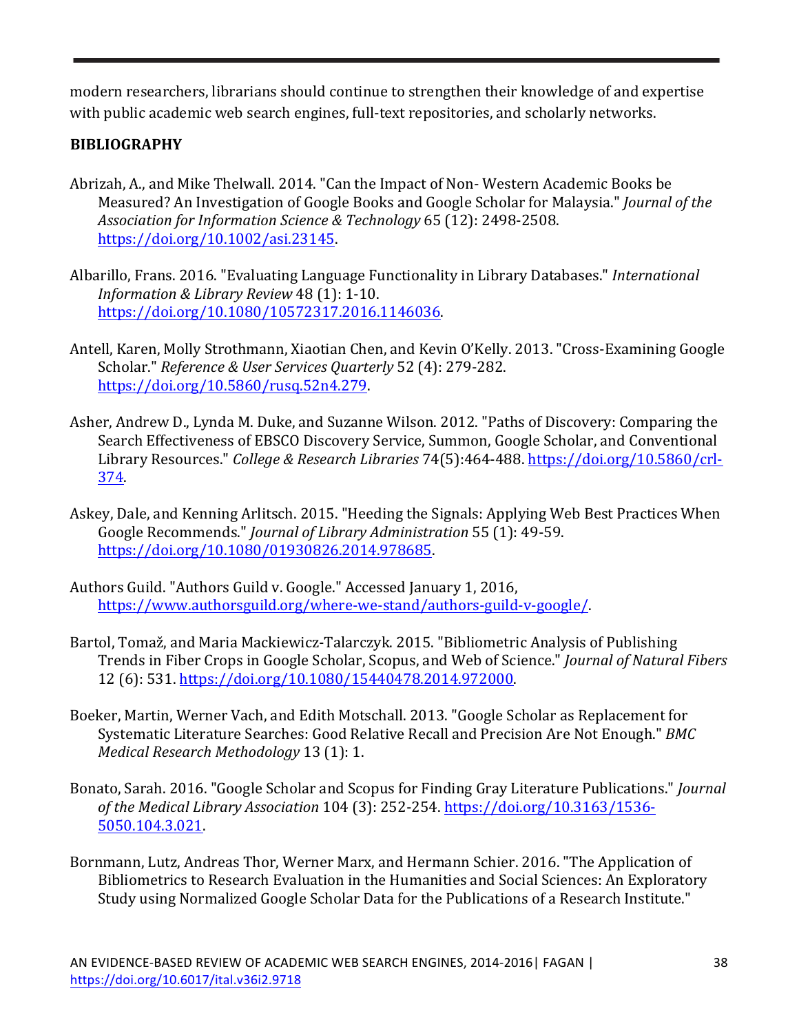modern researchers, librarians should continue to strengthen their knowledge of and expertise with public academic web search engines, full-text repositories, and scholarly networks.

## BIBLIOGRAPHY

Abrizah, A., and Mike Thelwall. 2014. "Can the Impact of Non- Western Academic Books be Measured? An Investigation of Google Books and Google Scholar for Malaysia." *Journal of the Association for Information Science & Technology* 65 (12): 2498-2508. https://doi.org/10.1002/asi.23145.

Albarillo, Frans. 2016. "Evaluating Language Functionality in Library Databases." *International Information & Library Review* 48 (1): 1-10. https://doi.org/10.1080/10572317.2016.1146036.

Antell, Karen, Molly Strothmann, Xiaotian Chen, and Kevin O'Kelly. 2013. "Cross-Examining Google Scholar." *Reference & User Services Quarterly* 52 (4): 279-282. https://doi.org/10.5860/rusq.52n4.279.

Asher, Andrew D., Lynda M. Duke, and Suzanne Wilson. 2012. "Paths of Discovery: Comparing the Search Effectiveness of EBSCO Discovery Service, Summon, Google Scholar, and Conventional Library Resources." *College & Research Libraries* 74(5):464-488. https://doi.org/10.5860/crl-374.

Askey, Dale, and Kenning Arlitsch. 2015. "Heeding the Signals: Applying Web Best Practices When Google Recommends." *Journal of Library Administration* 55 (1): 49-59. https://doi.org/10.1080/01930826.2014.978685.

Authors Guild. "Authors Guild v. Google." Accessed January 1, 2016, https://www.authorsguild.org/where-we-stand/authors-guild-v-google/.

Bartol, Tomaž, and Maria Mackiewicz-Talarczyk. 2015. "Bibliometric Analysis of Publishing Trends in Fiber Crops in Google Scholar, Scopus, and Web of Science." *Journal of Natural Fibers* 12 (6): 531. https://doi.org/10.1080/15440478.2014.972000.

Boeker, Martin, Werner Vach, and Edith Motschall. 2013. "Google Scholar as Replacement for Systematic Literature Searches: Good Relative Recall and Precision Are Not Enough." *BMC Medical Research Methodology* 13 (1): 1.

Bonato, Sarah. 2016. "Google Scholar and Scopus for Finding Gray Literature Publications." *Journal of the Medical Library Association* 104 (3): 252-254. https://doi.org/10.3163/1536-5050.104.3.021.

Bornmann, Lutz, Andreas Thor, Werner Marx, and Hermann Schier. 2016. "The Application of Bibliometrics to Research Evaluation in the Humanities and Social Sciences: An Exploratory Study using Normalized Google Scholar Data for the Publications of a Research Institute."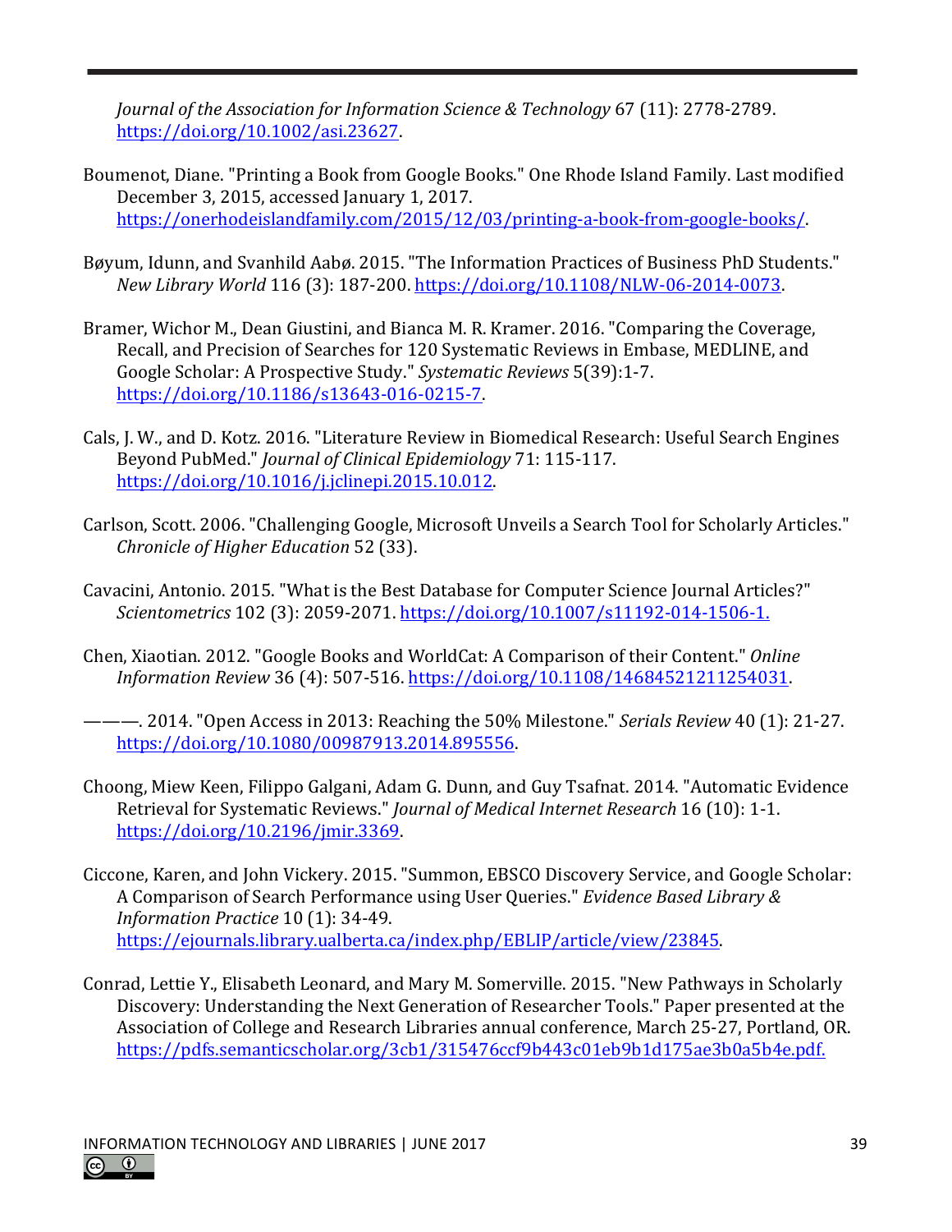*Journal of the Association for Information Science & Technology* 67 (11): 2778-2789. https://doi.org/10.1002/asi.23627.

Boumenot, Diane. "Printing a Book from Google Books." One Rhode Island Family. Last modified December 3, 2015, accessed January 1, 2017. https://onerhodeislandfamily.com/2015/12/03/printing-a-book-from-google-books/.

Bøyum, Idunn, and Svanhild Aabø. 2015. "The Information Practices of Business PhD Students." *New Library World* 116 (3): 187-200. https://doi.org/10.1108/NLW-06-2014-0073.

Bramer, Wichor M., Dean Giustini, and Bianca M. R. Kramer. 2016. "Comparing the Coverage, Recall, and Precision of Searches for 120 Systematic Reviews in Embase, MEDLINE, and Google Scholar: A Prospective Study." *Systematic Reviews* 5(39):1-7. https://doi.org/10.1186/s13643-016-0215-7.

Cals, J. W., and D. Kotz. 2016. "Literature Review in Biomedical Research: Useful Search Engines Beyond PubMed." *Journal of Clinical Epidemiology* 71: 115-117. https://doi.org/10.1016/j.jclinepi.2015.10.012.

Carlson, Scott. 2006. "Challenging Google, Microsoft Unveils a Search Tool for Scholarly Articles." *Chronicle of Higher Education* 52 (33).

Cavacini, Antonio. 2015. "What is the Best Database for Computer Science Journal Articles?" *Scientometrics* 102 (3): 2059-2071. https://doi.org/10.1007/s11192-014-1506-1.

Chen, Xiaotian. 2012. "Google Books and WorldCat: A Comparison of their Content." *Online Information Review* 36 (4): 507-516. https://doi.org/10.1108/14684521211254031.

———. 2014. "Open Access in 2013: Reaching the 50% Milestone." *Serials Review* 40 (1): 21-27. https://doi.org/10.1080/00987913.2014.895556.

Choong, Miew Keen, Filippo Galgani, Adam G. Dunn, and Guy Tsafnat. 2014. "Automatic Evidence Retrieval for Systematic Reviews." *Journal of Medical Internet Research* 16 (10): 1-1. https://doi.org/10.2196/jmir.3369.

Ciccone, Karen, and John Vickery. 2015. "Summon, EBSCO Discovery Service, and Google Scholar: A Comparison of Search Performance using User Queries." *Evidence Based Library & Information Practice* 10 (1): 34-49. https://ejournals.library.ualberta.ca/index.php/EBLIP/article/view/23845.

Conrad, Lettie Y., Elisabeth Leonard, and Mary M. Somerville. 2015. "New Pathways in Scholarly Discovery: Understanding the Next Generation of Researcher Tools." Paper presented at the Association of College and Research Libraries annual conference, March 25-27, Portland, OR. https://pdfs.semanticscholar.org/3cb1/315476ccf9b443c01eb9b1d175ae3b0a5b4e.pdf.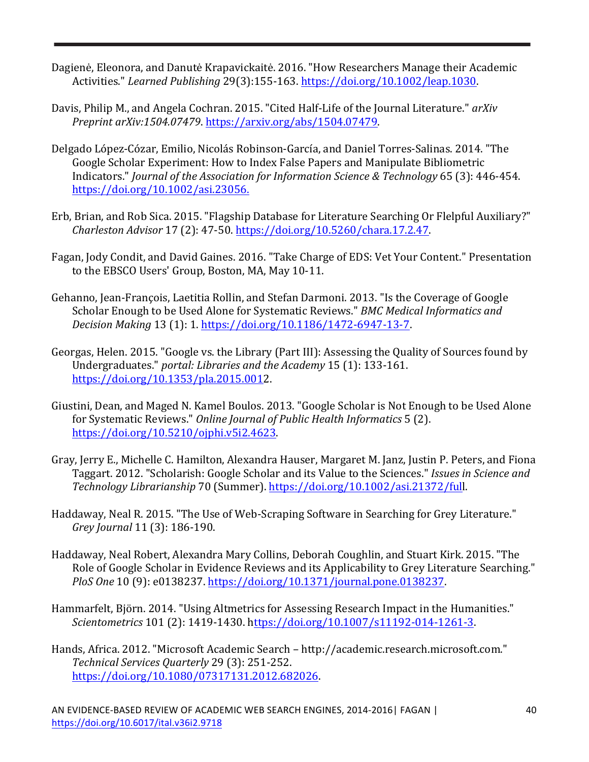Dagienė, Eleonora, and Danutė Krapavickaitė. 2016. "How Researchers Manage their Academic Activities." *Learned Publishing* 29(3):155-163. https://doi.org/10.1002/leap.1030.

Davis, Philip M., and Angela Cochran. 2015. "Cited Half-Life of the Journal Literature." *arXiv Preprint arXiv:1504.07479*. https://arxiv.org/abs/1504.07479.

Delgado López-Cózar, Emilio, Nicolás Robinson-García, and Daniel Torres-Salinas. 2014. "The Google Scholar Experiment: How to Index False Papers and Manipulate Bibliometric Indicators." *Journal of the Association for Information Science & Technology* 65 (3): 446-454. https://doi.org/10.1002/asi.23056.

Erb, Brian, and Rob Sica. 2015. "Flagship Database for Literature Searching Or Flelpful Auxiliary?" *Charleston Advisor* 17 (2): 47-50. https://doi.org/10.5260/chara.17.2.47.

Fagan, Jody Condit, and David Gaines. 2016. "Take Charge of EDS: Vet Your Content." Presentation to the EBSCO Users' Group, Boston, MA, May 10-11.

Gehanno, Jean-François, Laetitia Rollin, and Stefan Darmoni. 2013. "Is the Coverage of Google Scholar Enough to be Used Alone for Systematic Reviews." *BMC Medical Informatics and Decision Making* 13 (1): 1. https://doi.org/10.1186/1472-6947-13-7.

Georgas, Helen. 2015. "Google vs. the Library (Part III): Assessing the Quality of Sources found by Undergraduates." *portal: Libraries and the Academy* 15 (1): 133-161. https://doi.org/10.1353/pla.2015.0012.

Giustini, Dean, and Maged N. Kamel Boulos. 2013. "Google Scholar is Not Enough to be Used Alone for Systematic Reviews." *Online Journal of Public Health Informatics* 5 (2). https://doi.org/10.5210/ojphi.v5i2.4623.

Gray, Jerry E., Michelle C. Hamilton, Alexandra Hauser, Margaret M. Janz, Justin P. Peters, and Fiona Taggart. 2012. "Scholarish: Google Scholar and its Value to the Sciences." *Issues in Science and Technology Librarianship* 70 (Summer). https://doi.org/10.1002/asi.21372/full.

Haddaway, Neal R. 2015. "The Use of Web-Scraping Software in Searching for Grey Literature." *Grey Journal* 11 (3): 186-190.

Haddaway, Neal Robert, Alexandra Mary Collins, Deborah Coughlin, and Stuart Kirk. 2015. "The Role of Google Scholar in Evidence Reviews and its Applicability to Grey Literature Searching." *PloS One* 10 (9): e0138237. https://doi.org/10.1371/journal.pone.0138237.

Hammarfelt, Björn. 2014. "Using Altmetrics for Assessing Research Impact in the Humanities." *Scientometrics* 101 (2): 1419-1430. https://doi.org/10.1007/s11192-014-1261-3.

Hands, Africa. 2012. "Microsoft Academic Search – http://academic.research.microsoft.com." *Technical Services Quarterly* 29 (3): 251-252. https://doi.org/10.1080/07317131.2012.682026.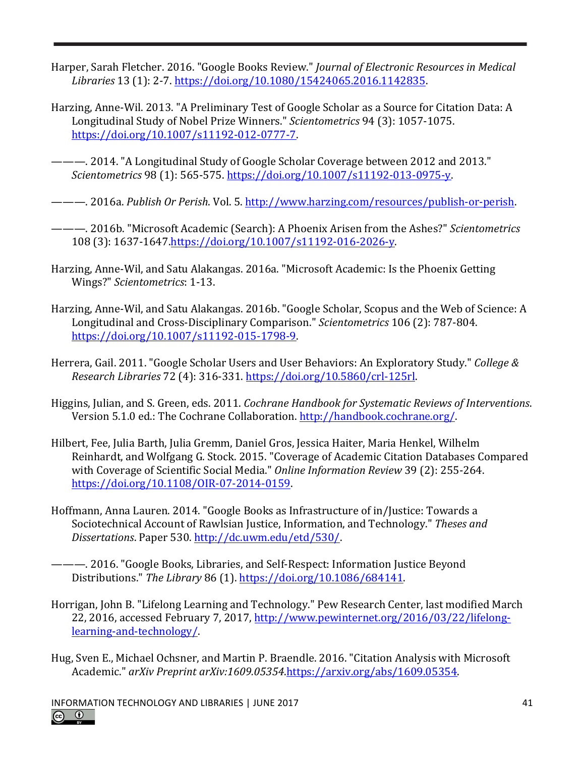Harper, Sarah Fletcher. 2016. "Google Books Review." *Journal of Electronic Resources in Medical Libraries* 13 (1): 2-7. https://doi.org/10.1080/15424065.2016.1142835.

Harzing, Anne-Wil. 2013. "A Preliminary Test of Google Scholar as a Source for Citation Data: A Longitudinal Study of Nobel Prize Winners." *Scientometrics* 94 (3): 1057-1075. https://doi.org/10.1007/s11192-012-0777-7.

———. 2014. "A Longitudinal Study of Google Scholar Coverage between 2012 and 2013." *Scientometrics* 98 (1): 565-575. https://doi.org/10.1007/s11192-013-0975-y.

———. 2016a. *Publish Or Perish*. Vol. 5. http://www.harzing.com/resources/publish-or-perish.

———. 2016b. "Microsoft Academic (Search): A Phoenix Arisen from the Ashes?" *Scientometrics* 108 (3): 1637-1647.https://doi.org/10.1007/s11192-016-2026-y.

Harzing, Anne-Wil, and Satu Alakangas. 2016a. "Microsoft Academic: Is the Phoenix Getting Wings?" *Scientometrics*: 1-13.

Harzing, Anne-Wil, and Satu Alakangas. 2016b. "Google Scholar, Scopus and the Web of Science: A Longitudinal and Cross-Disciplinary Comparison." *Scientometrics* 106 (2): 787-804. https://doi.org/10.1007/s11192-015-1798-9.

Herrera, Gail. 2011. "Google Scholar Users and User Behaviors: An Exploratory Study." *College & Research Libraries* 72 (4): 316-331. https://doi.org/10.5860/crl-125rl.

Higgins, Julian, and S. Green, eds. 2011. *Cochrane Handbook for Systematic Reviews of Interventions*. Version 5.1.0 ed.: The Cochrane Collaboration. http://handbook.cochrane.org/.

Hilbert, Fee, Julia Barth, Julia Gremm, Daniel Gros, Jessica Haiter, Maria Henkel, Wilhelm Reinhardt, and Wolfgang G. Stock. 2015. "Coverage of Academic Citation Databases Compared with Coverage of Scientific Social Media." *Online Information Review* 39 (2): 255-264. https://doi.org/10.1108/OIR-07-2014-0159.

Hoffmann, Anna Lauren. 2014. "Google Books as Infrastructure of in/Justice: Towards a Sociotechnical Account of Rawlsian Justice, Information, and Technology." *Theses and Dissertations*. Paper 530. http://dc.uwm.edu/etd/530/.

———. 2016. "Google Books, Libraries, and Self-Respect: Information Justice Beyond Distributions." *The Library* 86 (1). https://doi.org/10.1086/684141.

Horrigan, John B. "Lifelong Learning and Technology." Pew Research Center, last modified March 22, 2016, accessed February 7, 2017, http://www.pewinternet.org/2016/03/22/lifelong-learning-and-technology/.

Hug, Sven E., Michael Ochsner, and Martin P. Braendle. 2016. "Citation Analysis with Microsoft Academic." *arXiv Preprint arXiv:1609.05354*.https://arxiv.org/abs/1609.05354.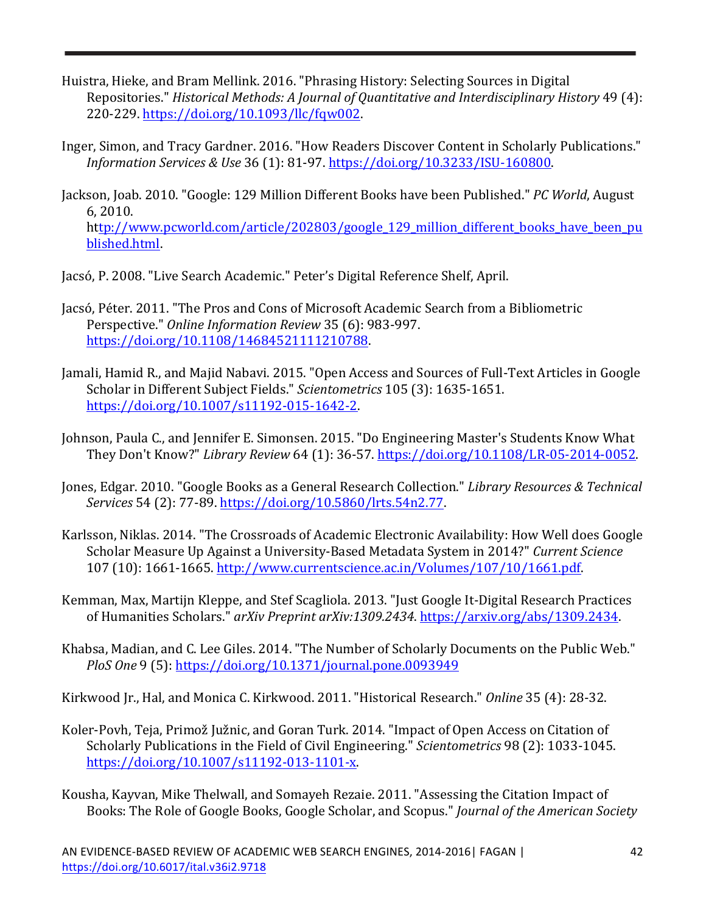Huistra, Hieke, and Bram Mellink. 2016. "Phrasing History: Selecting Sources in Digital Repositories." *Historical Methods: A Journal of Quantitative and Interdisciplinary History* 49 (4): 220-229. https://doi.org/10.1093/llc/fqw002.

Inger, Simon, and Tracy Gardner. 2016. "How Readers Discover Content in Scholarly Publications." *Information Services & Use* 36 (1): 81-97. https://doi.org/10.3233/ISU-160800.

Jackson, Joab. 2010. "Google: 129 Million Different Books have been Published." *PC World*, August 6, 2010. http://www.pcworld.com/article/202803/google_129_million_different_books_have_been_published.html.

Jacsó, P. 2008. "Live Search Academic." Peter's Digital Reference Shelf, April.

Jacsó, Péter. 2011. "The Pros and Cons of Microsoft Academic Search from a Bibliometric Perspective." *Online Information Review* 35 (6): 983-997. https://doi.org/10.1108/14684521111210788.

Jamali, Hamid R., and Majid Nabavi. 2015. "Open Access and Sources of Full-Text Articles in Google Scholar in Different Subject Fields." *Scientometrics* 105 (3): 1635-1651. https://doi.org/10.1007/s11192-015-1642-2.

Johnson, Paula C., and Jennifer E. Simonsen. 2015. "Do Engineering Master's Students Know What They Don't Know?" *Library Review* 64 (1): 36-57. https://doi.org/10.1108/LR-05-2014-0052.

Jones, Edgar. 2010. "Google Books as a General Research Collection." *Library Resources & Technical Services* 54 (2): 77-89. https://doi.org/10.5860/lrts.54n2.77.

Karlsson, Niklas. 2014. "The Crossroads of Academic Electronic Availability: How Well does Google Scholar Measure Up Against a University-Based Metadata System in 2014?" *Current Science* 107 (10): 1661-1665. http://www.currentscience.ac.in/Volumes/107/10/1661.pdf.

Kemman, Max, Martijn Kleppe, and Stef Scagliola. 2013. "Just Google It-Digital Research Practices of Humanities Scholars." *arXiv Preprint arXiv:1309.2434*. https://arxiv.org/abs/1309.2434.

Khabsa, Madian, and C. Lee Giles. 2014. "The Number of Scholarly Documents on the Public Web." *PloS One* 9 (5): https://doi.org/10.1371/journal.pone.0093949

Kirkwood Jr., Hal, and Monica C. Kirkwood. 2011. "Historical Research." *Online* 35 (4): 28-32.

Koler-Povh, Teja, Primož Južnic, and Goran Turk. 2014. "Impact of Open Access on Citation of Scholarly Publications in the Field of Civil Engineering." *Scientometrics* 98 (2): 1033-1045. https://doi.org/10.1007/s11192-013-1101-x.

Kousha, Kayvan, Mike Thelwall, and Somayeh Rezaie. 2011. "Assessing the Citation Impact of Books: The Role of Google Books, Google Scholar, and Scopus." *Journal of the American Society*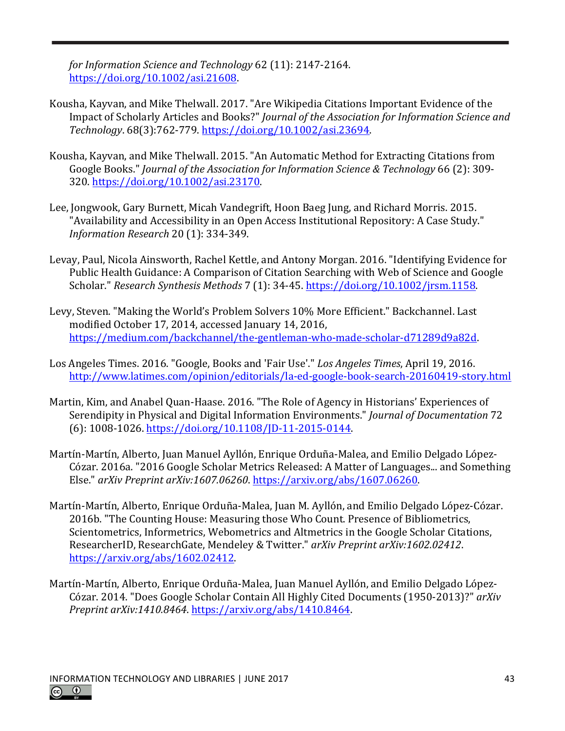*for Information Science and Technology* 62 (11): 2147-2164. https://doi.org/10.1002/asi.21608.

Kousha, Kayvan, and Mike Thelwall. 2017. "Are Wikipedia Citations Important Evidence of the Impact of Scholarly Articles and Books?" *Journal of the Association for Information Science and Technology*. 68(3):762-779. https://doi.org/10.1002/asi.23694.

Kousha, Kayvan, and Mike Thelwall. 2015. "An Automatic Method for Extracting Citations from Google Books." *Journal of the Association for Information Science & Technology* 66 (2): 309-320. https://doi.org/10.1002/asi.23170.

Lee, Jongwook, Gary Burnett, Micah Vandegrift, Hoon Baeg Jung, and Richard Morris. 2015. "Availability and Accessibility in an Open Access Institutional Repository: A Case Study." *Information Research* 20 (1): 334-349.

Levay, Paul, Nicola Ainsworth, Rachel Kettle, and Antony Morgan. 2016. "Identifying Evidence for Public Health Guidance: A Comparison of Citation Searching with Web of Science and Google Scholar." *Research Synthesis Methods* 7 (1): 34-45. https://doi.org/10.1002/jrsm.1158.

Levy, Steven. "Making the World's Problem Solvers 10% More Efficient." Backchannel. Last modified October 17, 2014, accessed January 14, 2016, https://medium.com/backchannel/the-gentleman-who-made-scholar-d71289d9a82d.

Los Angeles Times. 2016. "Google, Books and 'Fair Use'." *Los Angeles Times*, April 19, 2016. http://www.latimes.com/opinion/editorials/la-ed-google-book-search-20160419-story.html

Martin, Kim, and Anabel Quan-Haase. 2016. "The Role of Agency in Historians' Experiences of Serendipity in Physical and Digital Information Environments." *Journal of Documentation* 72 (6): 1008-1026. https://doi.org/10.1108/JD-11-2015-0144.

Martín-Martín, Alberto, Juan Manuel Ayllón, Enrique Orduña-Malea, and Emilio Delgado López-Cózar. 2016a. "2016 Google Scholar Metrics Released: A Matter of Languages... and Something Else." *arXiv Preprint arXiv:1607.06260*. https://arxiv.org/abs/1607.06260.

Martín-Martín, Alberto, Enrique Orduña-Malea, Juan M. Ayllón, and Emilio Delgado López-Cózar. 2016b. "The Counting House: Measuring those Who Count. Presence of Bibliometrics, Scientometrics, Informetrics, Webometrics and Altmetrics in the Google Scholar Citations, ResearcherID, ResearchGate, Mendeley & Twitter." *arXiv Preprint arXiv:1602.02412*. https://arxiv.org/abs/1602.02412.

Martín-Martín, Alberto, Enrique Orduña-Malea, Juan Manuel Ayllón, and Emilio Delgado López-Cózar. 2014. "Does Google Scholar Contain All Highly Cited Documents (1950-2013)?" *arXiv Preprint arXiv:1410.8464*. https://arxiv.org/abs/1410.8464.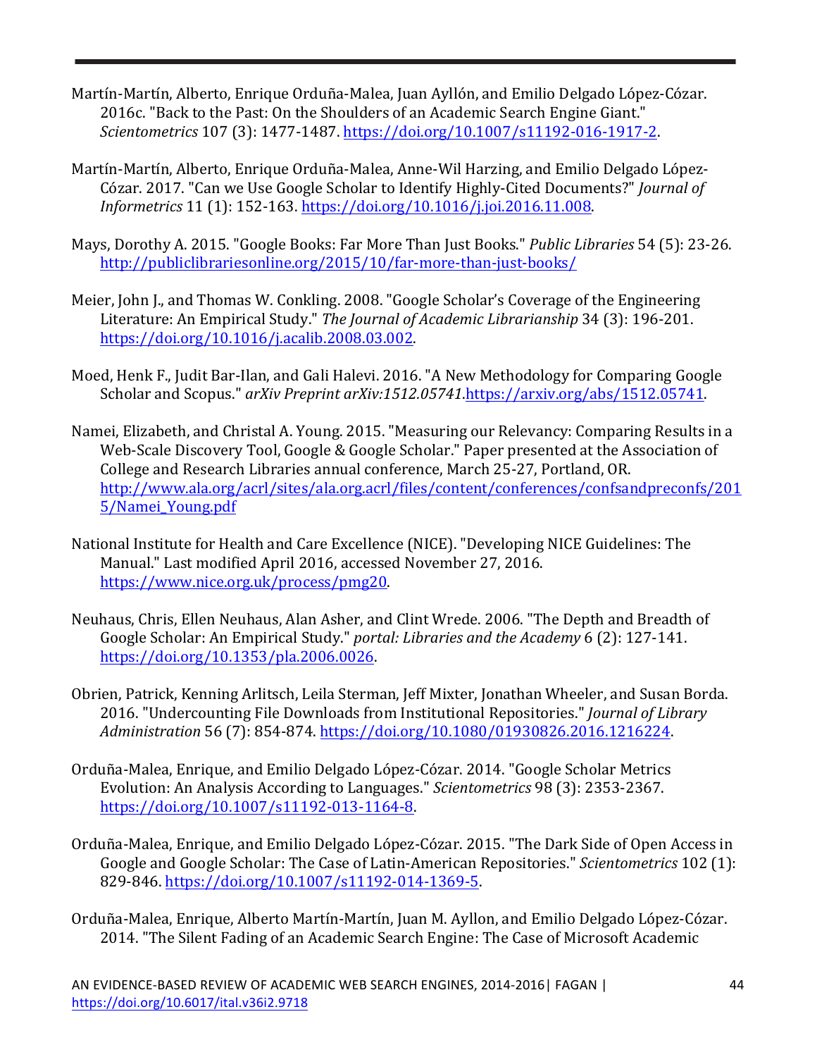Martín-Martín, Alberto, Enrique Orduña-Malea, Juan Ayllón, and Emilio Delgado López-Cózar. 2016c. "Back to the Past: On the Shoulders of an Academic Search Engine Giant." *Scientometrics* 107 (3): 1477-1487. https://doi.org/10.1007/s11192-016-1917-2.

Martín-Martín, Alberto, Enrique Orduña-Malea, Anne-Wil Harzing, and Emilio Delgado López-Cózar. 2017. "Can we Use Google Scholar to Identify Highly-Cited Documents?" *Journal of Informetrics* 11 (1): 152-163. https://doi.org/10.1016/j.joi.2016.11.008.

Mays, Dorothy A. 2015. "Google Books: Far More Than Just Books." *Public Libraries* 54 (5): 23-26. http://publiclibrariesonline.org/2015/10/far-more-than-just-books/

Meier, John J., and Thomas W. Conkling. 2008. "Google Scholar's Coverage of the Engineering Literature: An Empirical Study." *The Journal of Academic Librarianship* 34 (3): 196-201. https://doi.org/10.1016/j.acalib.2008.03.002.

Moed, Henk F., Judit Bar-Ilan, and Gali Halevi. 2016. "A New Methodology for Comparing Google Scholar and Scopus." *arXiv Preprint arXiv:1512.05741*.https://arxiv.org/abs/1512.05741.

Namei, Elizabeth, and Christal A. Young. 2015. "Measuring our Relevancy: Comparing Results in a Web-Scale Discovery Tool, Google & Google Scholar." Paper presented at the Association of College and Research Libraries annual conference, March 25-27, Portland, OR. http://www.ala.org/acrl/sites/ala.org.acrl/files/content/conferences/confsandpreconfs/2015/Namei_Young.pdf

National Institute for Health and Care Excellence (NICE). "Developing NICE Guidelines: The Manual." Last modified April 2016, accessed November 27, 2016. https://www.nice.org.uk/process/pmg20.

Neuhaus, Chris, Ellen Neuhaus, Alan Asher, and Clint Wrede. 2006. "The Depth and Breadth of Google Scholar: An Empirical Study." *portal: Libraries and the Academy* 6 (2): 127-141. https://doi.org/10.1353/pla.2006.0026.

Obrien, Patrick, Kenning Arlitsch, Leila Sterman, Jeff Mixter, Jonathan Wheeler, and Susan Borda. 2016. "Undercounting File Downloads from Institutional Repositories." *Journal of Library Administration* 56 (7): 854-874. https://doi.org/10.1080/01930826.2016.1216224.

Orduña-Malea, Enrique, and Emilio Delgado López-Cózar. 2014. "Google Scholar Metrics Evolution: An Analysis According to Languages." *Scientometrics* 98 (3): 2353-2367. https://doi.org/10.1007/s11192-013-1164-8.

Orduña-Malea, Enrique, and Emilio Delgado López-Cózar. 2015. "The Dark Side of Open Access in Google and Google Scholar: The Case of Latin-American Repositories." *Scientometrics* 102 (1): 829-846. https://doi.org/10.1007/s11192-014-1369-5.

Orduña-Malea, Enrique, Alberto Martín-Martín, Juan M. Ayllon, and Emilio Delgado López-Cózar. 2014. "The Silent Fading of an Academic Search Engine: The Case of Microsoft Academic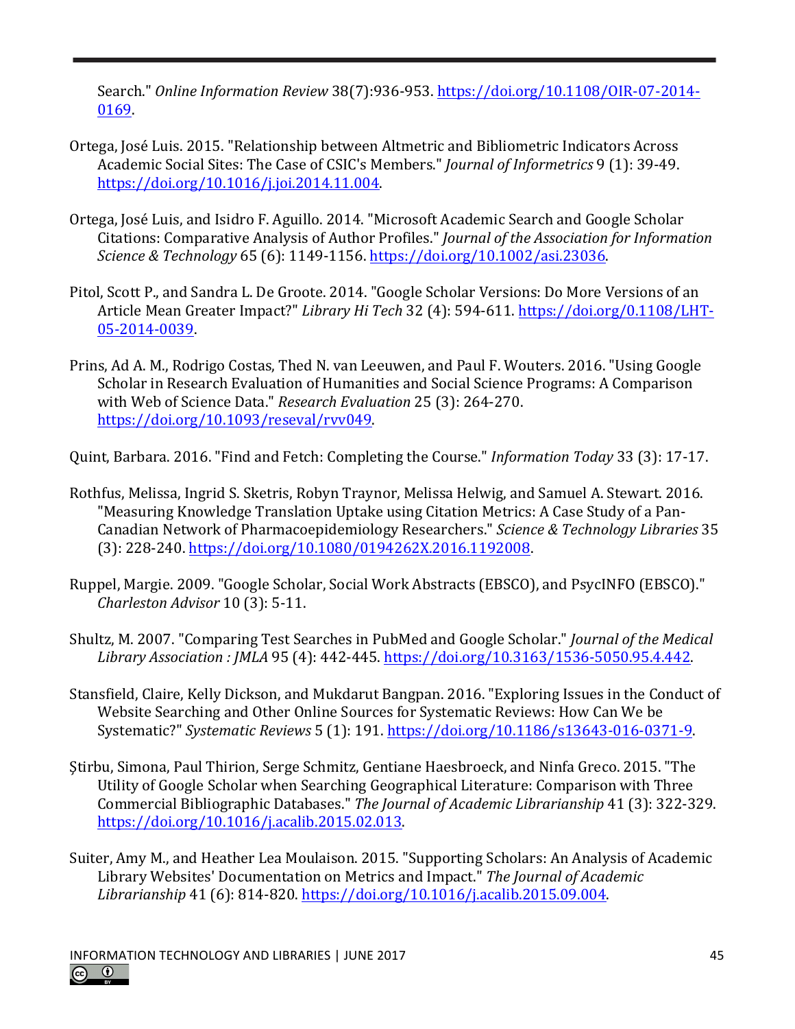Search." *Online Information Review* 38(7):936-953. https://doi.org/10.1108/OIR-07-2014-0169.

Ortega, José Luis. 2015. "Relationship between Altmetric and Bibliometric Indicators Across Academic Social Sites: The Case of CSIC's Members." *Journal of Informetrics* 9 (1): 39-49. https://doi.org/10.1016/j.joi.2014.11.004.

Ortega, José Luis, and Isidro F. Aguillo. 2014. "Microsoft Academic Search and Google Scholar Citations: Comparative Analysis of Author Profiles." *Journal of the Association for Information Science & Technology* 65 (6): 1149-1156. https://doi.org/10.1002/asi.23036.

Pitol, Scott P., and Sandra L. De Groote. 2014. "Google Scholar Versions: Do More Versions of an Article Mean Greater Impact?" *Library Hi Tech* 32 (4): 594-611. https://doi.org/0.1108/LHT-05-2014-0039.

Prins, Ad A. M., Rodrigo Costas, Thed N. van Leeuwen, and Paul F. Wouters. 2016. "Using Google Scholar in Research Evaluation of Humanities and Social Science Programs: A Comparison with Web of Science Data." *Research Evaluation* 25 (3): 264-270. https://doi.org/10.1093/reseval/rvv049.

Quint, Barbara. 2016. "Find and Fetch: Completing the Course." *Information Today* 33 (3): 17-17.

Rothfus, Melissa, Ingrid S. Sketris, Robyn Traynor, Melissa Helwig, and Samuel A. Stewart. 2016. "Measuring Knowledge Translation Uptake using Citation Metrics: A Case Study of a Pan-Canadian Network of Pharmacoepidemiology Researchers." *Science & Technology Libraries* 35 (3): 228-240. https://doi.org/10.1080/0194262X.2016.1192008.

Ruppel, Margie. 2009. "Google Scholar, Social Work Abstracts (EBSCO), and PsycINFO (EBSCO)." *Charleston Advisor* 10 (3): 5-11.

Shultz, M. 2007. "Comparing Test Searches in PubMed and Google Scholar." *Journal of the Medical Library Association : JMLA* 95 (4): 442-445. https://doi.org/10.3163/1536-5050.95.4.442.

Stansfield, Claire, Kelly Dickson, and Mukdarut Bangpan. 2016. "Exploring Issues in the Conduct of Website Searching and Other Online Sources for Systematic Reviews: How Can We be Systematic?" *Systematic Reviews* 5 (1): 191. https://doi.org/10.1186/s13643-016-0371-9.

Ştirbu, Simona, Paul Thirion, Serge Schmitz, Gentiane Haesbroeck, and Ninfa Greco. 2015. "The Utility of Google Scholar when Searching Geographical Literature: Comparison with Three Commercial Bibliographic Databases." *The Journal of Academic Librarianship* 41 (3): 322-329. https://doi.org/10.1016/j.acalib.2015.02.013.

Suiter, Amy M., and Heather Lea Moulaison. 2015. "Supporting Scholars: An Analysis of Academic Library Websites' Documentation on Metrics and Impact." *The Journal of Academic Librarianship* 41 (6): 814-820. https://doi.org/10.1016/j.acalib.2015.09.004.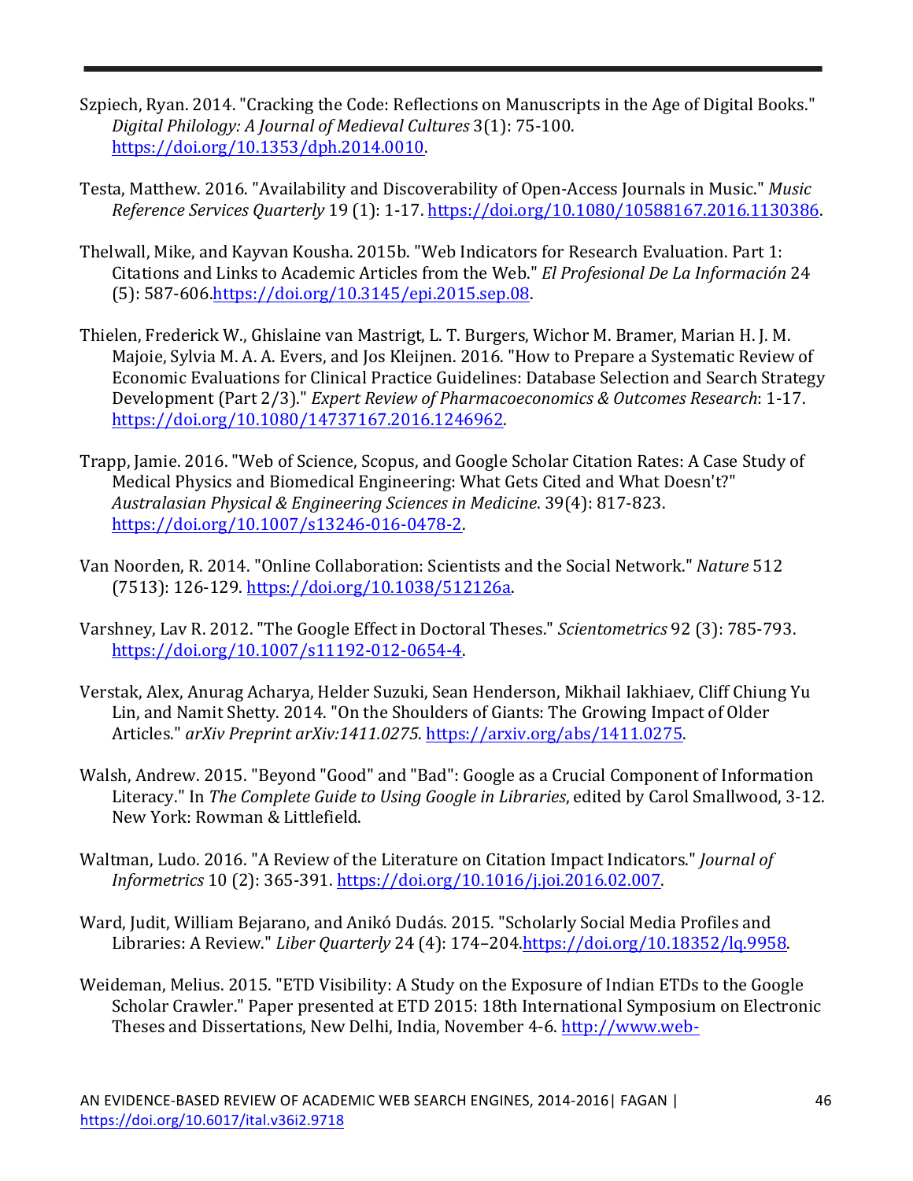Szpiech, Ryan. 2014. "Cracking the Code: Reflections on Manuscripts in the Age of Digital Books." *Digital Philology: A Journal of Medieval Cultures* 3(1): 75-100. https://doi.org/10.1353/dph.2014.0010.

Testa, Matthew. 2016. "Availability and Discoverability of Open-Access Journals in Music." *Music Reference Services Quarterly* 19 (1): 1-17. https://doi.org/10.1080/10588167.2016.1130386.

Thelwall, Mike, and Kayvan Kousha. 2015b. "Web Indicators for Research Evaluation. Part 1: Citations and Links to Academic Articles from the Web." *El Profesional De La Información* 24 (5): 587-606.https://doi.org/10.3145/epi.2015.sep.08.

Thielen, Frederick W., Ghislaine van Mastrigt, L. T. Burgers, Wichor M. Bramer, Marian H. J. M. Majoie, Sylvia M. A. A. Evers, and Jos Kleijnen. 2016. "How to Prepare a Systematic Review of Economic Evaluations for Clinical Practice Guidelines: Database Selection and Search Strategy Development (Part 2/3)." *Expert Review of Pharmacoeconomics & Outcomes Research*: 1-17. https://doi.org/10.1080/14737167.2016.1246962.

Trapp, Jamie. 2016. "Web of Science, Scopus, and Google Scholar Citation Rates: A Case Study of Medical Physics and Biomedical Engineering: What Gets Cited and What Doesn't?" *Australasian Physical & Engineering Sciences in Medicine*. 39(4): 817-823. https://doi.org/10.1007/s13246-016-0478-2.

Van Noorden, R. 2014. "Online Collaboration: Scientists and the Social Network." *Nature* 512 (7513): 126-129. https://doi.org/10.1038/512126a.

Varshney, Lav R. 2012. "The Google Effect in Doctoral Theses." *Scientometrics* 92 (3): 785-793. https://doi.org/10.1007/s11192-012-0654-4.

Verstak, Alex, Anurag Acharya, Helder Suzuki, Sean Henderson, Mikhail Iakhiaev, Cliff Chiung Yu Lin, and Namit Shetty. 2014. "On the Shoulders of Giants: The Growing Impact of Older Articles." *arXiv Preprint arXiv:1411.0275*. https://arxiv.org/abs/1411.0275.

Walsh, Andrew. 2015. "Beyond "Good" and "Bad": Google as a Crucial Component of Information Literacy." In *The Complete Guide to Using Google in Libraries*, edited by Carol Smallwood, 3-12. New York: Rowman & Littlefield.

Waltman, Ludo. 2016. "A Review of the Literature on Citation Impact Indicators." *Journal of Informetrics* 10 (2): 365-391. https://doi.org/10.1016/j.joi.2016.02.007.

Ward, Judit, William Bejarano, and Anikó Dudás. 2015. "Scholarly Social Media Profiles and Libraries: A Review." *Liber Quarterly* 24 (4): 174–204.https://doi.org/10.18352/lq.9958.

Weideman, Melius. 2015. "ETD Visibility: A Study on the Exposure of Indian ETDs to the Google Scholar Crawler." Paper presented at ETD 2015: 18th International Symposium on Electronic Theses and Dissertations, New Delhi, India, November 4-6. http://www.web-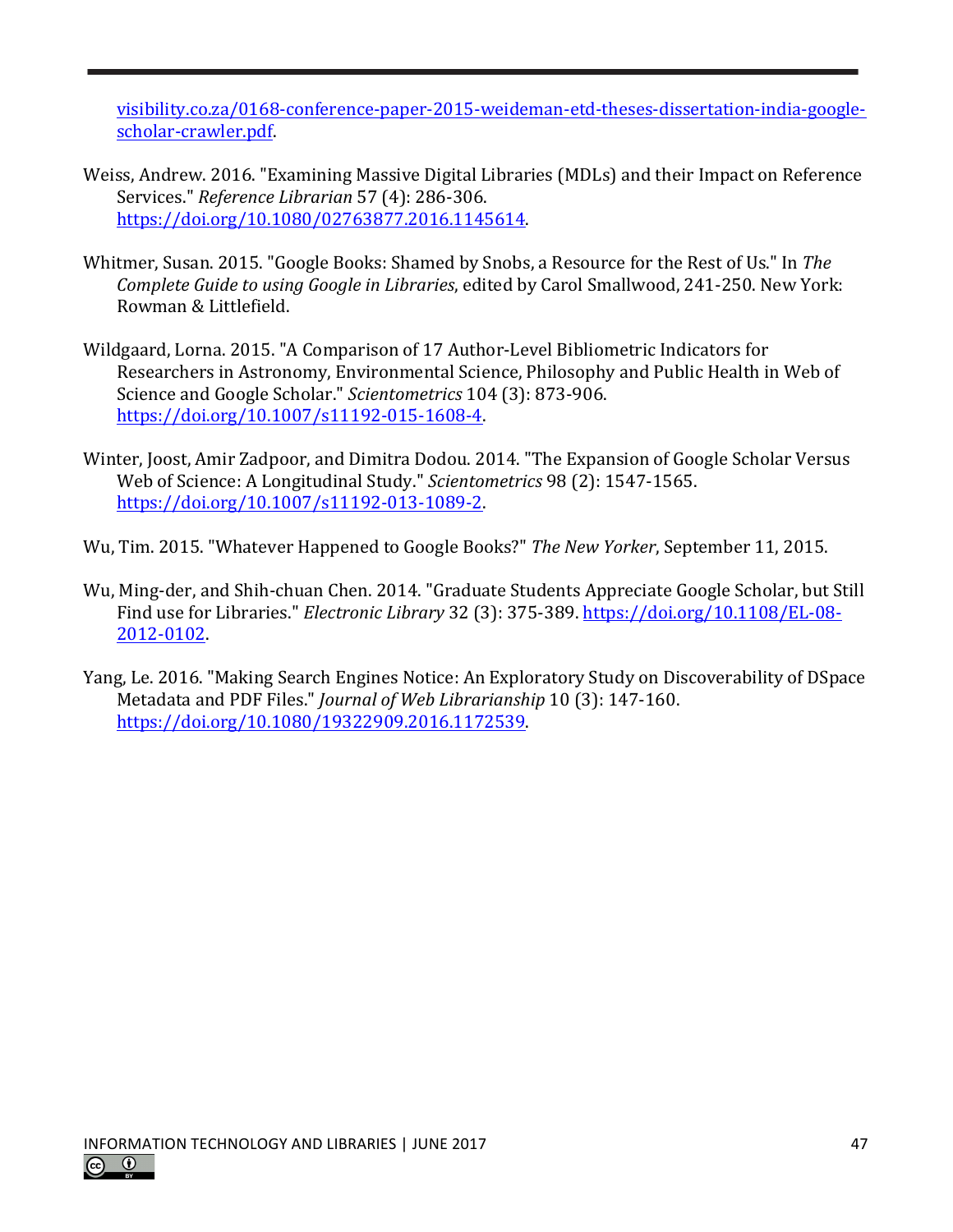visibility.co.za/0168-conference-paper-2015-weideman-etd-theses-dissertation-india-google-scholar-crawler.pdf.

Weiss, Andrew. 2016. "Examining Massive Digital Libraries (MDLs) and their Impact on Reference Services." *Reference Librarian* 57 (4): 286-306. https://doi.org/10.1080/02763877.2016.1145614.

Whitmer, Susan. 2015. "Google Books: Shamed by Snobs, a Resource for the Rest of Us." In *The Complete Guide to using Google in Libraries*, edited by Carol Smallwood, 241-250. New York: Rowman & Littlefield.

Wildgaard, Lorna. 2015. "A Comparison of 17 Author-Level Bibliometric Indicators for Researchers in Astronomy, Environmental Science, Philosophy and Public Health in Web of Science and Google Scholar." *Scientometrics* 104 (3): 873-906. https://doi.org/10.1007/s11192-015-1608-4.

Winter, Joost, Amir Zadpoor, and Dimitra Dodou. 2014. "The Expansion of Google Scholar Versus Web of Science: A Longitudinal Study." *Scientometrics* 98 (2): 1547-1565. https://doi.org/10.1007/s11192-013-1089-2.

Wu, Tim. 2015. "Whatever Happened to Google Books?" *The New Yorker*, September 11, 2015.

Wu, Ming-der, and Shih-chuan Chen. 2014. "Graduate Students Appreciate Google Scholar, but Still Find use for Libraries." *Electronic Library* 32 (3): 375-389. https://doi.org/10.1108/EL-08-2012-0102.

Yang, Le. 2016. "Making Search Engines Notice: An Exploratory Study on Discoverability of DSpace Metadata and PDF Files." *Journal of Web Librarianship* 10 (3): 147-160. https://doi.org/10.1080/19322909.2016.1172539.